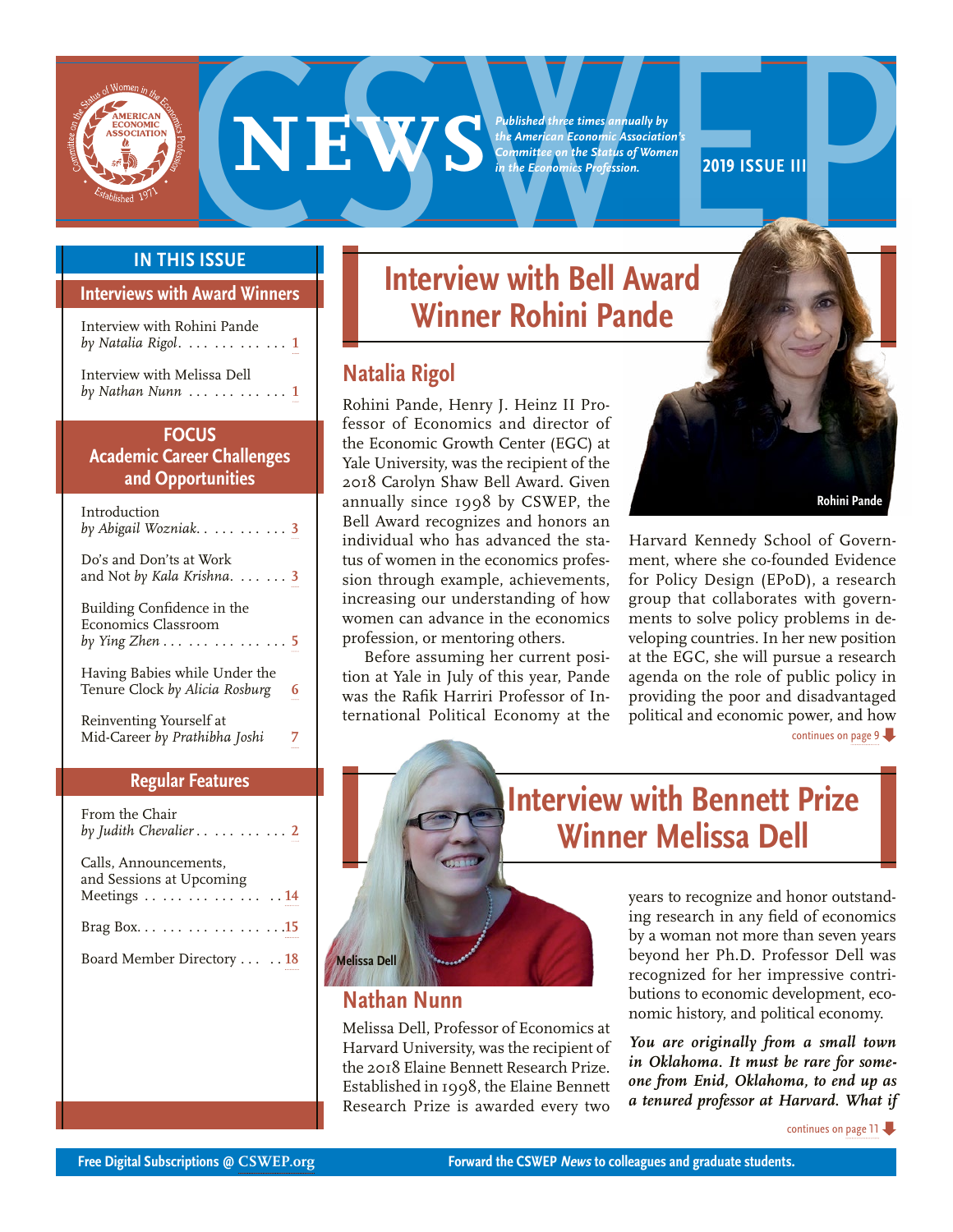# CSWEP NEWS

*Published three times annually by the American Economic Association's Committee on the Status of Women in the Economics Profession.*

**2019 ISSUE III**

## IN THIS ISSUE

### Interviews with Award Winners

Interview with Rohini Pande *by Natalia Rigol* . . . . . 1

Interview with Melissa Dell *by Nathan Nunn* . . . . . 1

### FOCUS Academic Career Challenges and Opportunities

Introduction *by Abigail Wozniak* . . . . . 3

Do's and Don'ts at Work and Not *by Kala Krishna* . . . . . 3

Building Confidence in the Economics Classroom *by Ying Zhen* . . . . . 5

Having Babies while Under the Tenure Clock *by Alicia Rosburg* . . . . . 6

Reinventing Yourself at Mid-Career *by Prathibha Joshi* . . . . . 7

### Regular Features

From the Chair *by Judith Chevalier* . . . . . 2

Calls, Announcements, and Sessions at Upcoming Meetings . . . . . 14

Brag Box . . . . . 15

Board Member Directory . . . . . 18

# Interview with Bell Award Winner Rohini Pande

## Natalia Rigol

Rohini Pande, Henry J. Heinz II Professor of Economics and director of the Economic Growth Center (EGC) at Yale University, was the recipient of the 2018 Carolyn Shaw Bell Award. Given annually since 1998 by CSWEP, the Bell Award recognizes and honors an individual who has advanced the status of women in the economics profession through example, achievements, increasing our understanding of how women can advance in the economics profession, or mentoring others.

Before assuming her current position at Yale in July of this year, Pande was the Rafik Harriri Professor of International Political Economy at the Harvard Kennedy School of Government, where she co-founded Evidence for Policy Design (EPoD), a research group that collaborates with governments to solve policy problems in developing countries. In her new position at the EGC, she will pursue a research agenda on the role of public policy in providing the poor and disadvantaged political and economic power, and how

Rohini Pande

continues on page 9

# Interview with Bennett Prize Winner Melissa Dell

Melissa Dell

## Nathan Nunn

Melissa Dell, Professor of Economics at Harvard University, was the recipient of the 2018 Elaine Bennett Research Prize. Established in 1998, the Elaine Bennett Research Prize is awarded every two years to recognize and honor outstanding research in any field of economics by a woman not more than seven years beyond her Ph.D. Professor Dell was recognized for her impressive contributions to economic development, economic history, and political economy.

***You are originally from a small town in Oklahoma. It must be rare for someone from Enid, Oklahoma, to end up as a tenured professor at Harvard. What if***

continues on page 11

Free Digital Subscriptions @ CSWEP.org

Forward the CSWEP *News* to colleagues and graduate students.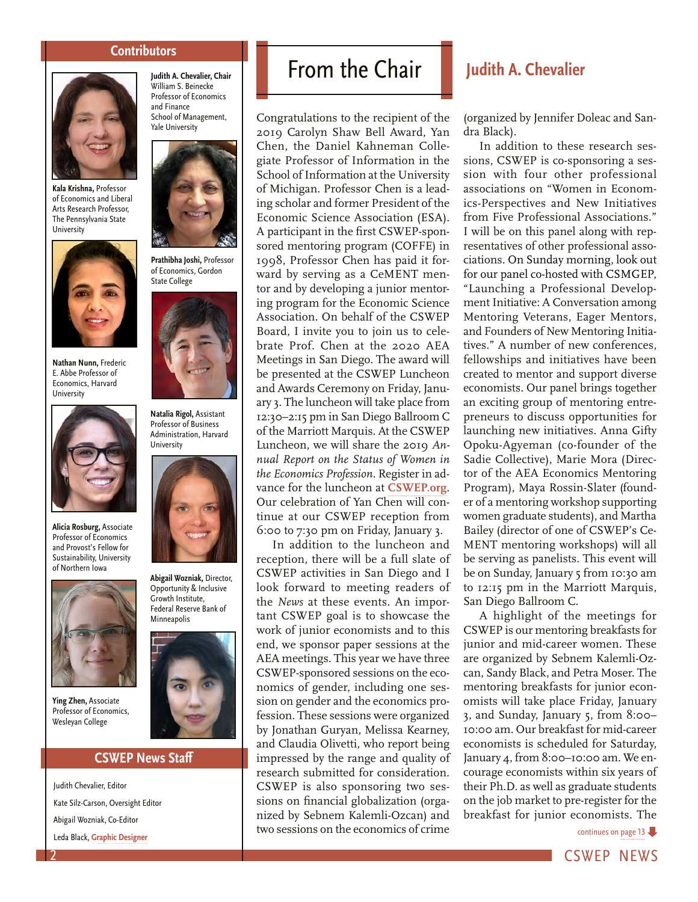## Contributors

**Judith A. Chevalier, Chair** William S. Beinecke Professor of Economics and Finance School of Management, Yale University

**Kala Krishna,** Professor of Economics and Liberal Arts Research Professor, The Pennsylvania State University

**Prathibha Joshi,** Professor of Economics, Gordon State College

**Nathan Nunn,** Frederic E. Abbe Professor of Economics, Harvard University

**Natalia Rigol,** Assistant Professor of Business Administration, Harvard University

**Alicia Rosburg,** Associate Professor of Economics and Provost's Fellow for Sustainability, University of Northern Iowa

**Abigail Wozniak,** Director, Opportunity & Inclusive Growth Institute, Federal Reserve Bank of Minneapolis

**Ying Zhen,** Associate Professor of Economics, Wesleyan College

## CSWEP News Staff

Judith Chevalier, Editor

Kate Silz-Carson, Oversight Editor

Abigail Wozniak, Co-Editor

Leda Black, Graphic Designer

# From the Chair

## Judith A. Chevalier

Congratulations to the recipient of the 2019 Carolyn Shaw Bell Award, Yan Chen, the Daniel Kahneman Collegiate Professor of Information in the School of Information at the University of Michigan. Professor Chen is a leading scholar and former President of the Economic Science Association (ESA). A participant in the first CSWEP-sponsored mentoring program (COFFE) in 1998, Professor Chen has paid it forward by serving as a CeMENT mentor and by developing a junior mentoring program for the Economic Science Association. On behalf of the CSWEP Board, I invite you to join us to celebrate Prof. Chen at the 2020 AEA Meetings in San Diego. The award will be presented at the CSWEP Luncheon and Awards Ceremony on Friday, January 3. The luncheon will take place from 12:30–2:15 pm in San Diego Ballroom C of the Marriott Marquis. At the CSWEP Luncheon, we will share the 2019 *Annual Report on the Status of Women in the Economics Profession*. Register in advance for the luncheon at **CSWEP.org**. Our celebration of Yan Chen will continue at our CSWEP reception from 6:00 to 7:30 pm on Friday, January 3.

In addition to the luncheon and reception, there will be a full slate of CSWEP activities in San Diego and I look forward to meeting readers of the *News* at these events. An important CSWEP goal is to showcase the work of junior economists and to this end, we sponsor paper sessions at the AEA meetings. This year we have three CSWEP-sponsored sessions on the economics of gender, including one session on gender and the economics profession. These sessions were organized by Jonathan Guryan, Melissa Kearney, and Claudia Olivetti, who report being impressed by the range and quality of research submitted for consideration. CSWEP is also sponsoring two sessions on financial globalization (organized by Sebnem Kalemli-Ozcan) and two sessions on the economics of crime (organized by Jennifer Doleac and Sandra Black).

In addition to these research sessions, CSWEP is co-sponsoring a session with four other professional associations on "Women in Economics-Perspectives and New Initiatives from Five Professional Associations." I will be on this panel along with representatives of other professional associations. On Sunday morning, look out for our panel co-hosted with CSMGEP, "Launching a Professional Development Initiative: A Conversation among Mentoring Veterans, Eager Mentors, and Founders of New Mentoring Initiatives." A number of new conferences, fellowships and initiatives have been created to mentor and support diverse economists. Our panel brings together an exciting group of mentoring entrepreneurs to discuss opportunities for launching new initiatives. Anna Gifty Opoku-Agyeman (co-founder of the Sadie Collective), Marie Mora (Director of the AEA Economics Mentoring Program), Maya Rossin-Slater (founder of a mentoring workshop supporting women graduate students), and Martha Bailey (director of one of CSWEP's CeMENT mentoring workshops) will all be serving as panelists. This event will be on Sunday, January 5 from 10:30 am to 12:15 pm in the Marriott Marquis, San Diego Ballroom C.

A highlight of the meetings for CSWEP is our mentoring breakfasts for junior and mid-career women. These are organized by Sebnem Kalemli-Ozcan, Sandy Black, and Petra Moser. The mentoring breakfasts for junior economists will take place Friday, January 3, and Sunday, January 5, from 8:00–10:00 am. Our breakfast for mid-career economists is scheduled for Saturday, January 4, from 8:00–10:00 am. We encourage economists within six years of their Ph.D. as well as graduate students on the job market to pre-register for the breakfast for junior economists. The

continues on page 13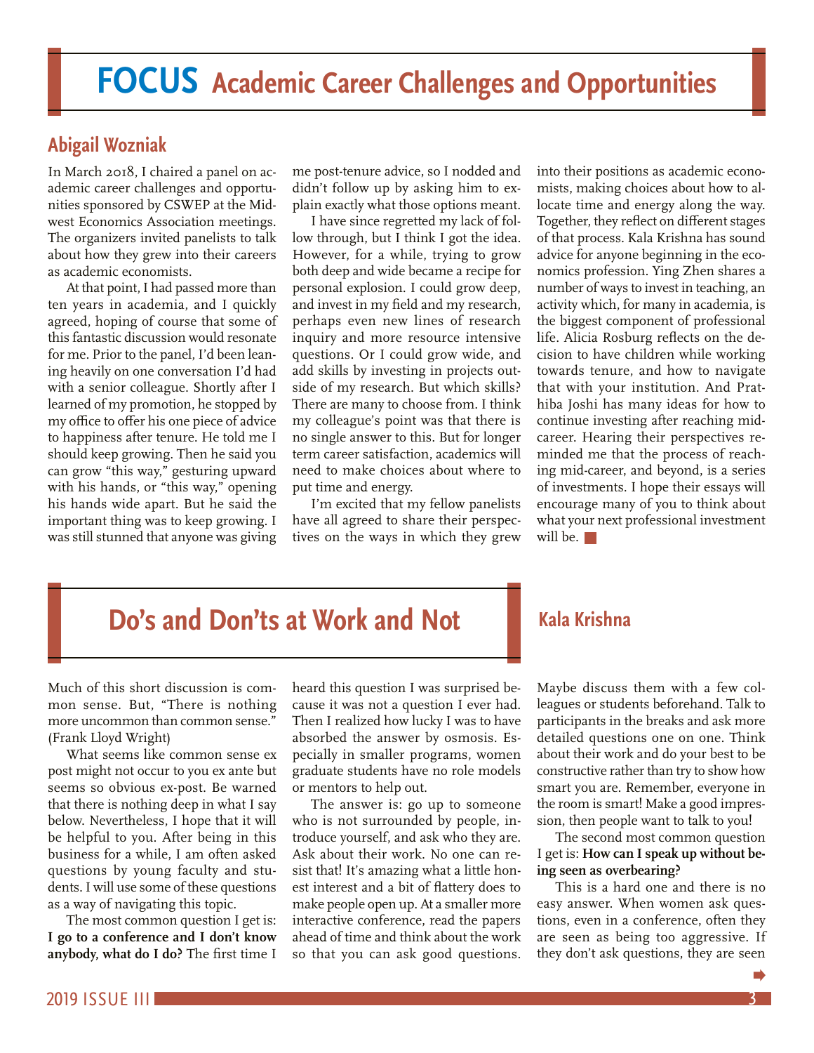# FOCUS Academic Career Challenges and Opportunities

## Abigail Wozniak

In March 2018, I chaired a panel on academic career challenges and opportunities sponsored by CSWEP at the Midwest Economics Association meetings. The organizers invited panelists to talk about how they grew into their careers as academic economists.

At that point, I had passed more than ten years in academia, and I quickly agreed, hoping of course that some of this fantastic discussion would resonate for me. Prior to the panel, I'd been leaning heavily on one conversation I'd had with a senior colleague. Shortly after I learned of my promotion, he stopped by my office to offer his one piece of advice to happiness after tenure. He told me I should keep growing. Then he said you can grow "this way," gesturing upward with his hands, or "this way," opening his hands wide apart. But he said the important thing was to keep growing. I was still stunned that anyone was giving me post-tenure advice, so I nodded and didn't follow up by asking him to explain exactly what those options meant.

I have since regretted my lack of follow through, but I think I got the idea. However, for a while, trying to grow both deep and wide became a recipe for personal explosion. I could grow deep, and invest in my field and my research, perhaps even new lines of research inquiry and more resource intensive questions. Or I could grow wide, and add skills by investing in projects outside of my research. But which skills? There are many to choose from. I think my colleague's point was that there is no single answer to this. But for longer term career satisfaction, academics will need to make choices about where to put time and energy.

I'm excited that my fellow panelists have all agreed to share their perspectives on the ways in which they grew into their positions as academic economists, making choices about how to allocate time and energy along the way. Together, they reflect on different stages of that process. Kala Krishna has sound advice for anyone beginning in the economics profession. Ying Zhen shares a number of ways to invest in teaching, an activity which, for many in academia, is the biggest component of professional life. Alicia Rosburg reflects on the decision to have children while working towards tenure, and how to navigate that with your institution. And Prathiba Joshi has many ideas for how to continue investing after reaching mid-career. Hearing their perspectives reminded me that the process of reaching mid-career, and beyond, is a series of investments. I hope their essays will encourage many of you to think about what your next professional investment will be.

# Do's and Don'ts at Work and Not

## Kala Krishna

Much of this short discussion is common sense. But, "There is nothing more uncommon than common sense." (Frank Lloyd Wright)

What seems like common sense ex post might not occur to you ex ante but seems so obvious ex-post. Be warned that there is nothing deep in what I say below. Nevertheless, I hope that it will be helpful to you. After being in this business for a while, I am often asked questions by young faculty and students. I will use some of these questions as a way of navigating this topic.

The most common question I get is: **I go to a conference and I don't know anybody, what do I do?** The first time I heard this question I was surprised because it was not a question I ever had. Then I realized how lucky I was to have absorbed the answer by osmosis. Especially in smaller programs, women graduate students have no role models or mentors to help out.

The answer is: go up to someone who is not surrounded by people, introduce yourself, and ask who they are. Ask about their work. No one can resist that! It's amazing what a little honest interest and a bit of flattery does to make people open up. At a smaller more interactive conference, read the papers ahead of time and think about the work so that you can ask good questions. Maybe discuss them with a few colleagues or students beforehand. Talk to participants in the breaks and ask more detailed questions one on one. Think about their work and do your best to be constructive rather than try to show how smart you are. Remember, everyone in the room is smart! Make a good impression, then people want to talk to you!

The second most common question I get is: **How can I speak up without being seen as overbearing?**

This is a hard one and there is no easy answer. When women ask questions, even in a conference, often they are seen as being too aggressive. If they don't ask questions, they are seen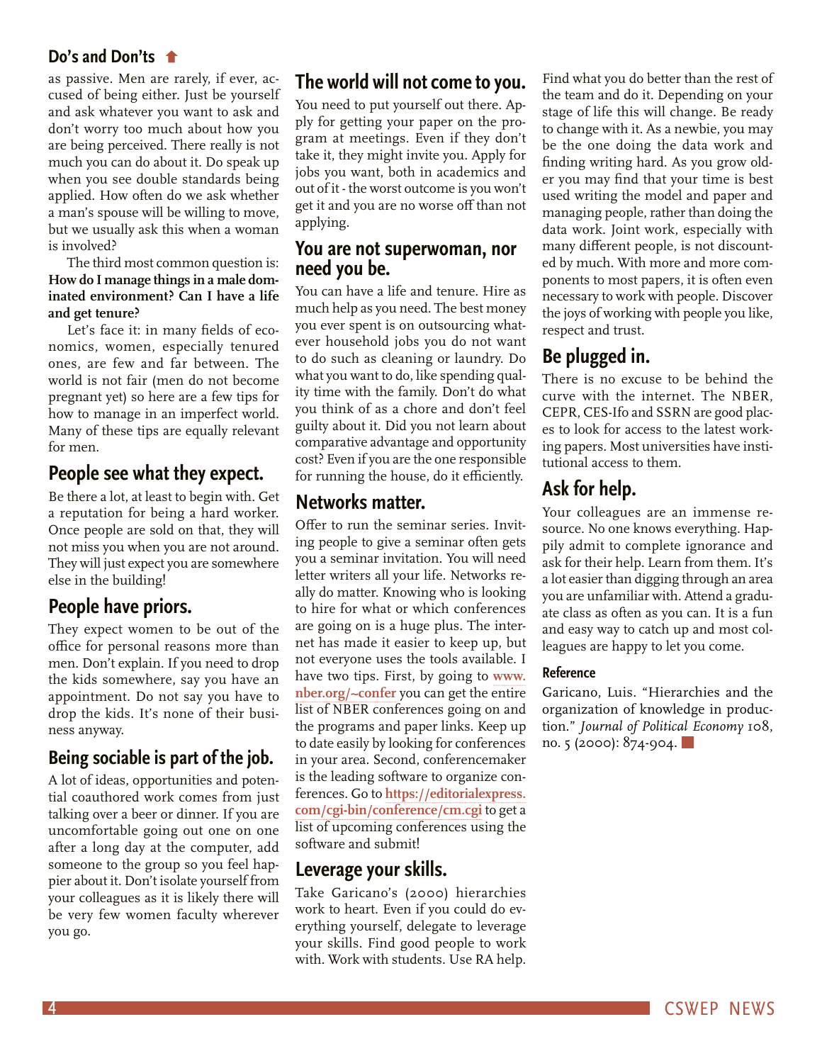## Do's and Don'ts

as passive. Men are rarely, if ever, accused of being either. Just be yourself and ask whatever you want to ask and don't worry too much about how you are being perceived. There really is not much you can do about it. Do speak up when you see double standards being applied. How often do we ask whether a man's spouse will be willing to move, but we usually ask this when a woman is involved?

The third most common question is: **How do I manage things in a male dominated environment? Can I have a life and get tenure?**

Let's face it: in many fields of economics, women, especially tenured ones, are few and far between. The world is not fair (men do not become pregnant yet) so here are a few tips for how to manage in an imperfect world. Many of these tips are equally relevant for men.

### People see what they expect.

Be there a lot, at least to begin with. Get a reputation for being a hard worker. Once people are sold on that, they will not miss you when you are not around. They will just expect you are somewhere else in the building!

### People have priors.

They expect women to be out of the office for personal reasons more than men. Don't explain. If you need to drop the kids somewhere, say you have an appointment. Do not say you have to drop the kids. It's none of their business anyway.

### Being sociable is part of the job.

A lot of ideas, opportunities and potential coauthored work comes from just talking over a beer or dinner. If you are uncomfortable going out one on one after a long day at the computer, add someone to the group so you feel happier about it. Don't isolate yourself from your colleagues as it is likely there will be very few women faculty wherever you go.

### The world will not come to you.

You need to put yourself out there. Apply for getting your paper on the program at meetings. Even if they don't take it, they might invite you. Apply for jobs you want, both in academics and out of it - the worst outcome is you won't get it and you are no worse off than not applying.

### You are not superwoman, nor need you be.

You can have a life and tenure. Hire as much help as you need. The best money you ever spent is on outsourcing whatever household jobs you do not want to do such as cleaning or laundry. Do what you want to do, like spending quality time with the family. Don't do what you think of as a chore and don't feel guilty about it. Did you not learn about comparative advantage and opportunity cost? Even if you are the one responsible for running the house, do it efficiently.

### Networks matter.

Offer to run the seminar series. Inviting people to give a seminar often gets you a seminar invitation. You will need letter writers all your life. Networks really do matter. Knowing who is looking to hire for what or which conferences are going on is a huge plus. The internet has made it easier to keep up, but not everyone uses the tools available. I have two tips. First, by going to www.nber.org/~confer you can get the entire list of NBER conferences going on and the programs and paper links. Keep up to date easily by looking for conferences in your area. Second, conferencemaker is the leading software to organize conferences. Go to https://editorialexpress.com/cgi-bin/conference/cm.cgi to get a list of upcoming conferences using the software and submit!

### Leverage your skills.

Take Garicano's (2000) hierarchies work to heart. Even if you could do everything yourself, delegate to leverage your skills. Find good people to work with. Work with students. Use RA help. Find what you do better than the rest of the team and do it. Depending on your stage of life this will change. Be ready to change with it. As a newbie, you may be the one doing the data work and finding writing hard. As you grow older you may find that your time is best used writing the model and paper and managing people, rather than doing the data work. Joint work, especially with many different people, is not discounted by much. With more and more components to most papers, it is often even necessary to work with people. Discover the joys of working with people you like, respect and trust.

### Be plugged in.

There is no excuse to be behind the curve with the internet. The NBER, CEPR, CES-Ifo and SSRN are good places to look for access to the latest working papers. Most universities have institutional access to them.

### Ask for help.

Your colleagues are an immense resource. No one knows everything. Happily admit to complete ignorance and ask for their help. Learn from them. It's a lot easier than digging through an area you are unfamiliar with. Attend a graduate class as often as you can. It is a fun and easy way to catch up and most colleagues are happy to let you come.

#### Reference

Garicano, Luis. "Hierarchies and the organization of knowledge in production." *Journal of Political Economy* 108, no. 5 (2000): 874-904.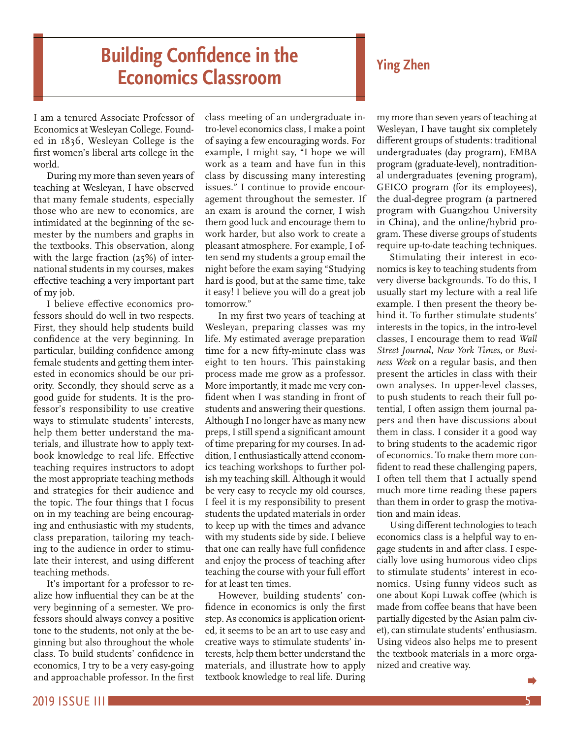# Building Confidence in the Economics Classroom

## Ying Zhen

I am a tenured Associate Professor of Economics at Wesleyan College. Founded in 1836, Wesleyan College is the first women's liberal arts college in the world.

During my more than seven years of teaching at Wesleyan, I have observed that many female students, especially those who are new to economics, are intimidated at the beginning of the semester by the numbers and graphs in the textbooks. This observation, along with the large fraction (25%) of international students in my courses, makes effective teaching a very important part of my job.

I believe effective economics professors should do well in two respects. First, they should help students build confidence at the very beginning. In particular, building confidence among female students and getting them interested in economics should be our priority. Secondly, they should serve as a good guide for students. It is the professor's responsibility to use creative ways to stimulate students' interests, help them better understand the materials, and illustrate how to apply textbook knowledge to real life. Effective teaching requires instructors to adopt the most appropriate teaching methods and strategies for their audience and the topic. The four things that I focus on in my teaching are being encouraging and enthusiastic with my students, class preparation, tailoring my teaching to the audience in order to stimulate their interest, and using different teaching methods.

It's important for a professor to realize how influential they can be at the very beginning of a semester. We professors should always convey a positive tone to the students, not only at the beginning but also throughout the whole class. To build students' confidence in economics, I try to be a very easy-going and approachable professor. In the first class meeting of an undergraduate intro-level economics class, I make a point of saying a few encouraging words. For example, I might say, "I hope we will work as a team and have fun in this class by discussing many interesting issues." I continue to provide encouragement throughout the semester. If an exam is around the corner, I wish them good luck and encourage them to work harder, but also work to create a pleasant atmosphere. For example, I often send my students a group email the night before the exam saying "Studying hard is good, but at the same time, take it easy! I believe you will do a great job tomorrow."

In my first two years of teaching at Wesleyan, preparing classes was my life. My estimated average preparation time for a new fifty-minute class was eight to ten hours. This painstaking process made me grow as a professor. More importantly, it made me very confident when I was standing in front of students and answering their questions. Although I no longer have as many new preps, I still spend a significant amount of time preparing for my courses. In addition, I enthusiastically attend economics teaching workshops to further polish my teaching skill. Although it would be very easy to recycle my old courses, I feel it is my responsibility to present students the updated materials in order to keep up with the times and advance with my students side by side. I believe that one can really have full confidence and enjoy the process of teaching after teaching the course with your full effort for at least ten times.

However, building students' confidence in economics is only the first step. As economics is application oriented, it seems to be an art to use easy and creative ways to stimulate students' interests, help them better understand the materials, and illustrate how to apply textbook knowledge to real life. During my more than seven years of teaching at Wesleyan, I have taught six completely different groups of students: traditional undergraduates (day program), EMBA program (graduate-level), nontraditional undergraduates (evening program), GEICO program (for its employees), the dual-degree program (a partnered program with Guangzhou University in China), and the online/hybrid program. These diverse groups of students require up-to-date teaching techniques.

Stimulating their interest in economics is key to teaching students from very diverse backgrounds. To do this, I usually start my lecture with a real life example. I then present the theory behind it. To further stimulate students' interests in the topics, in the intro-level classes, I encourage them to read *Wall Street Journal*, *New York Times*, or *Business Week* on a regular basis, and then present the articles in class with their own analyses. In upper-level classes, to push students to reach their full potential, I often assign them journal papers and then have discussions about them in class. I consider it a good way to bring students to the academic rigor of economics. To make them more confident to read these challenging papers, I often tell them that I actually spend much more time reading these papers than them in order to grasp the motivation and main ideas.

Using different technologies to teach economics class is a helpful way to engage students in and after class. I especially love using humorous video clips to stimulate students' interest in economics. Using funny videos such as one about Kopi Luwak coffee (which is made from coffee beans that have been partially digested by the Asian palm civet), can stimulate students' enthusiasm. Using videos also helps me to present the textbook materials in a more organized and creative way.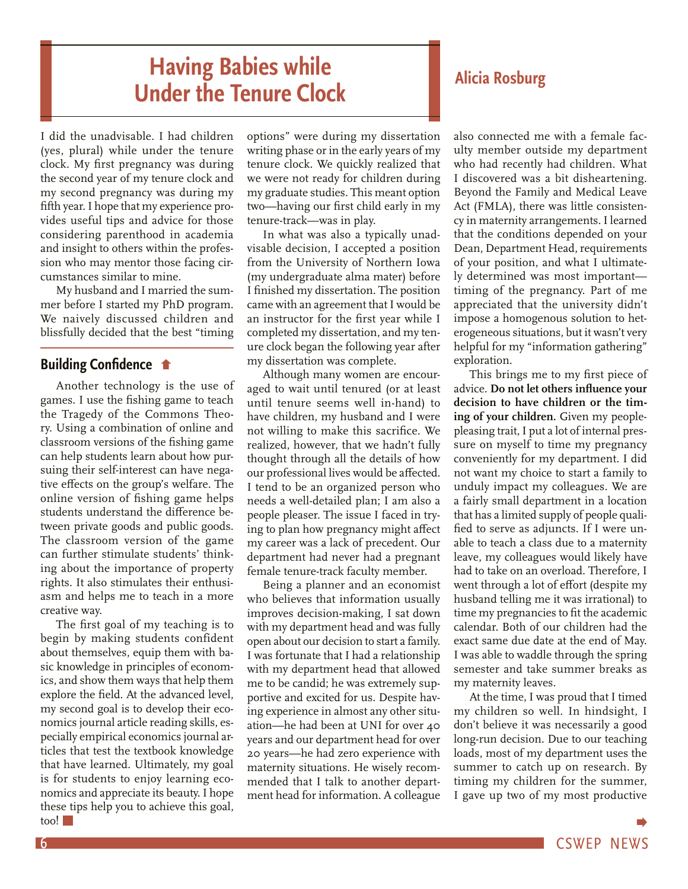# Having Babies while Under the Tenure Clock

## Alicia Rosburg

I did the unadvisable. I had children (yes, plural) while under the tenure clock. My first pregnancy was during the second year of my tenure clock and my second pregnancy was during my fifth year. I hope that my experience provides useful tips and advice for those considering parenthood in academia and insight to others within the profession who may mentor those facing circumstances similar to mine.

My husband and I married the summer before I started my PhD program. We naively discussed children and blissfully decided that the best "timing options" were during my dissertation writing phase or in the early years of my tenure clock. We quickly realized that we were not ready for children during my graduate studies. This meant option two—having our first child early in my tenure-track—was in play.

In what was also a typically unadvisable decision, I accepted a position from the University of Northern Iowa (my undergraduate alma mater) before I finished my dissertation. The position came with an agreement that I would be an instructor for the first year while I completed my dissertation, and my tenure clock began the following year after my dissertation was complete.

Although many women are encouraged to wait until tenured (or at least until tenure seems well in-hand) to have children, my husband and I were not willing to make this sacrifice. We realized, however, that we hadn't fully thought through all the details of how our professional lives would be affected. I tend to be an organized person who needs a well-detailed plan; I am also a people pleaser. The issue I faced in trying to plan how pregnancy might affect my career was a lack of precedent. Our department had never had a pregnant female tenure-track faculty member.

Being a planner and an economist who believes that information usually improves decision-making, I sat down with my department head and was fully open about our decision to start a family. I was fortunate that I had a relationship with my department head that allowed me to be candid; he was extremely supportive and excited for us. Despite having experience in almost any other situation—he had been at UNI for over 40 years and our department head for over 20 years—he had zero experience with maternity situations. He wisely recommended that I talk to another department head for information. A colleague also connected me with a female faculty member outside my department who had recently had children. What I discovered was a bit disheartening. Beyond the Family and Medical Leave Act (FMLA), there was little consistency in maternity arrangements. I learned that the conditions depended on your Dean, Department Head, requirements of your position, and what I ultimately determined was most important—timing of the pregnancy. Part of me appreciated that the university didn't impose a homogenous solution to heterogeneous situations, but it wasn't very helpful for my "information gathering" exploration.

This brings me to my first piece of advice. **Do not let others influence your decision to have children or the timing of your children.** Given my people-pleasing trait, I put a lot of internal pressure on myself to time my pregnancy conveniently for my department. I did not want my choice to start a family to unduly impact my colleagues. We are a fairly small department in a location that has a limited supply of people qualified to serve as adjuncts. If I were unable to teach a class due to a maternity leave, my colleagues would likely have had to take on an overload. Therefore, I went through a lot of effort (despite my husband telling me it was irrational) to time my pregnancies to fit the academic calendar. Both of our children had the exact same due date at the end of May. I was able to waddle through the spring semester and take summer breaks as my maternity leaves.

At the time, I was proud that I timed my children so well. In hindsight, I don't believe it was necessarily a good long-run decision. Due to our teaching loads, most of my department uses the summer to catch up on research. By timing my children for the summer, I gave up two of my most productive

---

## Building Confidence

Another technology is the use of games. I use the fishing game to teach the Tragedy of the Commons Theory. Using a combination of online and classroom versions of the fishing game can help students learn about how pursuing their self-interest can have negative effects on the group's welfare. The online version of fishing game helps students understand the difference between private goods and public goods. The classroom version of the game can further stimulate students' thinking about the importance of property rights. It also stimulates their enthusiasm and helps me to teach in a more creative way.

The first goal of my teaching is to begin by making students confident about themselves, equip them with basic knowledge in principles of economics, and show them ways that help them explore the field. At the advanced level, my second goal is to develop their economics journal article reading skills, especially empirical economics journal articles that test the textbook knowledge that have learned. Ultimately, my goal is for students to enjoy learning economics and appreciate its beauty. I hope these tips help you to achieve this goal, too!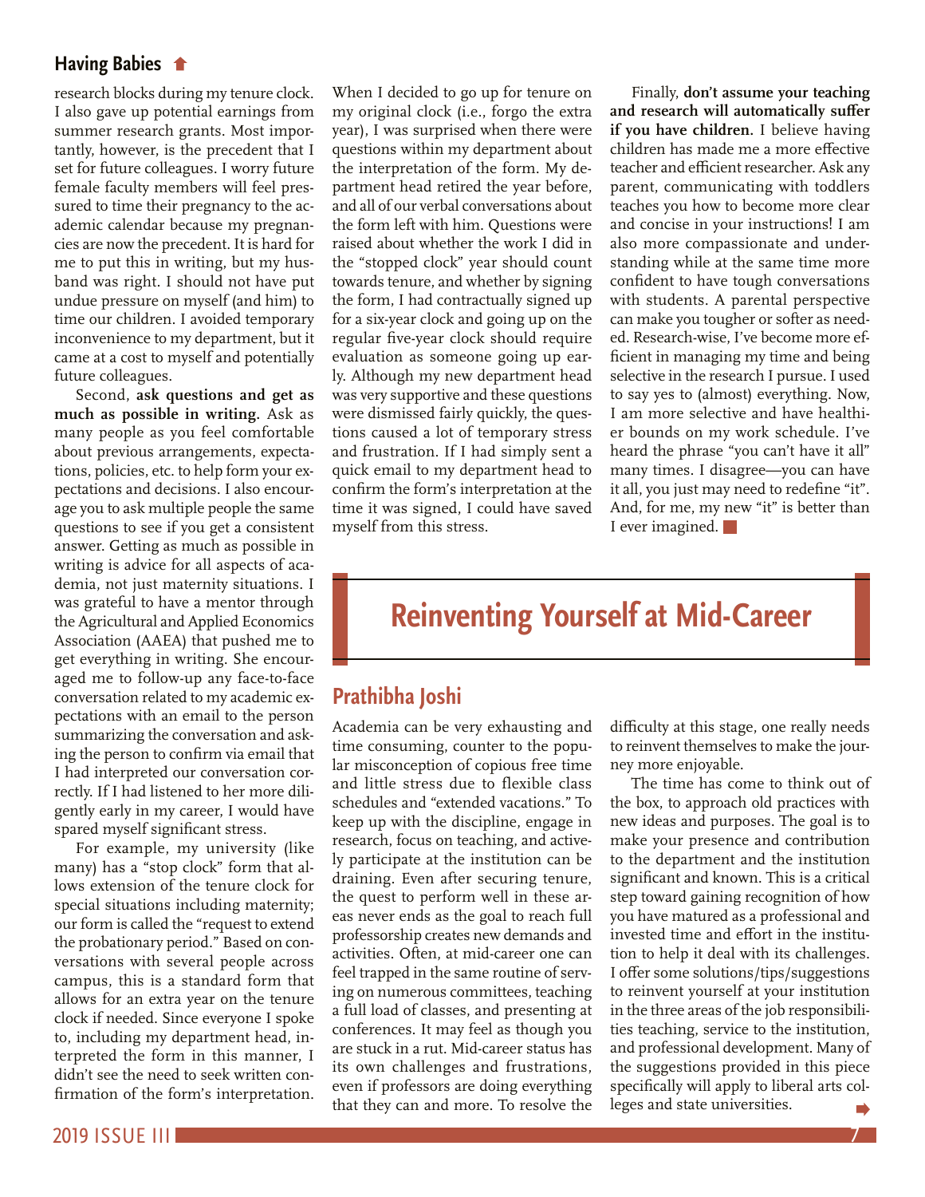research blocks during my tenure clock. I also gave up potential earnings from summer research grants. Most importantly, however, is the precedent that I set for future colleagues. I worry future female faculty members will feel pressured to time their pregnancy to the academic calendar because my pregnancies are now the precedent. It is hard for me to put this in writing, but my husband was right. I should not have put undue pressure on myself (and him) to time our children. I avoided temporary inconvenience to my department, but it came at a cost to myself and potentially future colleagues.

Second, **ask questions and get as much as possible in writing.** Ask as many people as you feel comfortable about previous arrangements, expectations, policies, etc. to help form your expectations and decisions. I also encourage you to ask multiple people the same questions to see if you get a consistent answer. Getting as much as possible in writing is advice for all aspects of academia, not just maternity situations. I was grateful to have a mentor through the Agricultural and Applied Economics Association (AAEA) that pushed me to get everything in writing. She encouraged me to follow-up any face-to-face conversation related to my academic expectations with an email to the person summarizing the conversation and asking the person to confirm via email that I had interpreted our conversation correctly. If I had listened to her more diligently early in my career, I would have spared myself significant stress.

For example, my university (like many) has a "stop clock" form that allows extension of the tenure clock for special situations including maternity; our form is called the "request to extend the probationary period." Based on conversations with several people across campus, this is a standard form that allows for an extra year on the tenure clock if needed. Since everyone I spoke to, including my department head, interpreted the form in this manner, I didn't see the need to seek written confirmation of the form's interpretation. When I decided to go up for tenure on my original clock (i.e., forgo the extra year), I was surprised when there were questions within my department about the interpretation of the form. My department head retired the year before, and all of our verbal conversations about the form left with him. Questions were raised about whether the work I did in the "stopped clock" year should count towards tenure, and whether by signing the form, I had contractually signed up for a six-year clock and going up on the regular five-year clock should require evaluation as someone going up early. Although my new department head was very supportive and these questions were dismissed fairly quickly, the questions caused a lot of temporary stress and frustration. If I had simply sent a quick email to my department head to confirm the form's interpretation at the time it was signed, I could have saved myself from this stress.

Finally, **don't assume your teaching and research will automatically suffer if you have children.** I believe having children has made me a more effective teacher and efficient researcher. Ask any parent, communicating with toddlers teaches you how to become more clear and concise in your instructions! I am also more compassionate and understanding while at the same time more confident to have tough conversations with students. A parental perspective can make you tougher or softer as needed. Research-wise, I've become more efficient in managing my time and being selective in the research I pursue. I used to say yes to (almost) everything. Now, I am more selective and have healthier bounds on my work schedule. I've heard the phrase "you can't have it all" many times. I disagree—you can have it all, you just may need to redefine "it". And, for me, my new "it" is better than I ever imagined.

# Reinventing Yourself at Mid-Career

## Prathibha Joshi

Academia can be very exhausting and time consuming, counter to the popular misconception of copious free time and little stress due to flexible class schedules and "extended vacations." To keep up with the discipline, engage in research, focus on teaching, and actively participate at the institution can be draining. Even after securing tenure, the quest to perform well in these areas never ends as the goal to reach full professorship creates new demands and activities. Often, at mid-career one can feel trapped in the same routine of serving on numerous committees, teaching a full load of classes, and presenting at conferences. It may feel as though you are stuck in a rut. Mid-career status has its own challenges and frustrations, even if professors are doing everything that they can and more. To resolve the difficulty at this stage, one really needs to reinvent themselves to make the journey more enjoyable.

The time has come to think out of the box, to approach old practices with new ideas and purposes. The goal is to make your presence and contribution to the department and the institution significant and known. This is a critical step toward gaining recognition of how you have matured as a professional and invested time and effort in the institution to help it deal with its challenges. I offer some solutions/tips/suggestions to reinvent yourself at your institution in the three areas of the job responsibilities teaching, service to the institution, and professional development. Many of the suggestions provided in this piece specifically will apply to liberal arts colleges and state universities.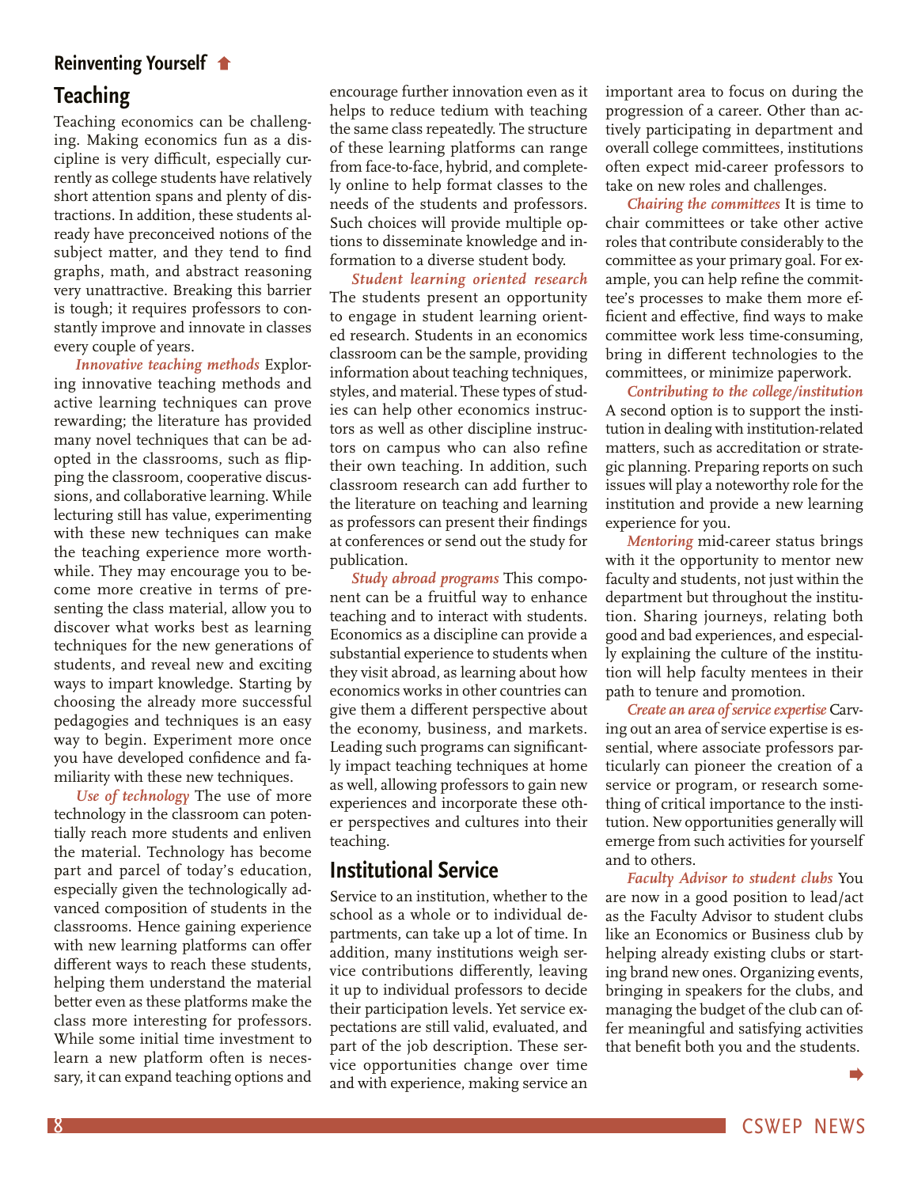## Reinventing Yourself

### Teaching

Teaching economics can be challenging. Making economics fun as a discipline is very difficult, especially currently as college students have relatively short attention spans and plenty of distractions. In addition, these students already have preconceived notions of the subject matter, and they tend to find graphs, math, and abstract reasoning very unattractive. Breaking this barrier is tough; it requires professors to constantly improve and innovate in classes every couple of years.

*Innovative teaching methods* Exploring innovative teaching methods and active learning techniques can prove rewarding; the literature has provided many novel techniques that can be adopted in the classrooms, such as flipping the classroom, cooperative discussions, and collaborative learning. While lecturing still has value, experimenting with these new techniques can make the teaching experience more worthwhile. They may encourage you to become more creative in terms of presenting the class material, allow you to discover what works best as learning techniques for the new generations of students, and reveal new and exciting ways to impart knowledge. Starting by choosing the already more successful pedagogies and techniques is an easy way to begin. Experiment more once you have developed confidence and familiarity with these new techniques.

*Use of technology* The use of more technology in the classroom can potentially reach more students and enliven the material. Technology has become part and parcel of today's education, especially given the technologically advanced composition of students in the classrooms. Hence gaining experience with new learning platforms can offer different ways to reach these students, helping them understand the material better even as these platforms make the class more interesting for professors. While some initial time investment to learn a new platform often is necessary, it can expand teaching options and encourage further innovation even as it helps to reduce tedium with teaching the same class repeatedly. The structure of these learning platforms can range from face-to-face, hybrid, and completely online to help format classes to the needs of the students and professors. Such choices will provide multiple options to disseminate knowledge and information to a diverse student body.

*Student learning oriented research* The students present an opportunity to engage in student learning oriented research. Students in an economics classroom can be the sample, providing information about teaching techniques, styles, and material. These types of studies can help other economics instructors as well as other discipline instructors on campus who can also refine their own teaching. In addition, such classroom research can add further to the literature on teaching and learning as professors can present their findings at conferences or send out the study for publication.

*Study abroad programs* This component can be a fruitful way to enhance teaching and to interact with students. Economics as a discipline can provide a substantial experience to students when they visit abroad, as learning about how economics works in other countries can give them a different perspective about the economy, business, and markets. Leading such programs can significantly impact teaching techniques at home as well, allowing professors to gain new experiences and incorporate these other perspectives and cultures into their teaching.

### Institutional Service

Service to an institution, whether to the school as a whole or to individual departments, can take up a lot of time. In addition, many institutions weigh service contributions differently, leaving it up to individual professors to decide their participation levels. Yet service expectations are still valid, evaluated, and part of the job description. These service opportunities change over time and with experience, making service an important area to focus on during the progression of a career. Other than actively participating in department and overall college committees, institutions often expect mid-career professors to take on new roles and challenges.

*Chairing the committees* It is time to chair committees or take other active roles that contribute considerably to the committee as your primary goal. For example, you can help refine the committee's processes to make them more efficient and effective, find ways to make committee work less time-consuming, bring in different technologies to the committees, or minimize paperwork.

*Contributing to the college/institution* A second option is to support the institution in dealing with institution-related matters, such as accreditation or strategic planning. Preparing reports on such issues will play a noteworthy role for the institution and provide a new learning experience for you.

*Mentoring* mid-career status brings with it the opportunity to mentor new faculty and students, not just within the department but throughout the institution. Sharing journeys, relating both good and bad experiences, and especially explaining the culture of the institution will help faculty mentees in their path to tenure and promotion.

*Create an area of service expertise* Carving out an area of service expertise is essential, where associate professors particularly can pioneer the creation of a service or program, or research something of critical importance to the institution. New opportunities generally will emerge from such activities for yourself and to others.

*Faculty Advisor to student clubs* You are now in a good position to lead/act as the Faculty Advisor to student clubs like an Economics or Business club by helping already existing clubs or starting brand new ones. Organizing events, bringing in speakers for the clubs, and managing the budget of the club can offer meaningful and satisfying activities that benefit both you and the students.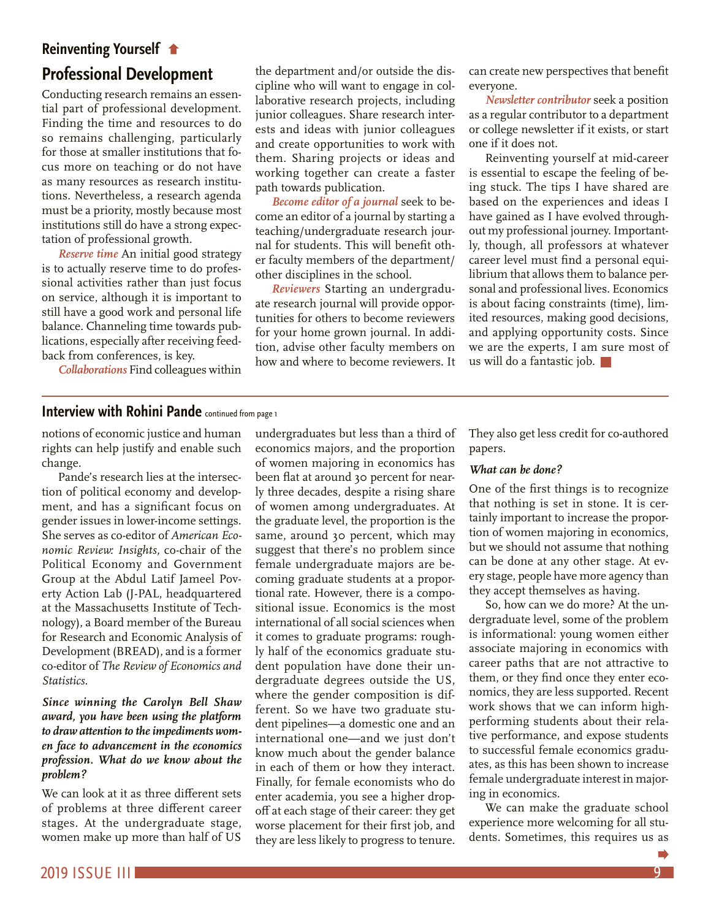## Reinventing Yourself

### Professional Development

Conducting research remains an essential part of professional development. Finding the time and resources to do so remains challenging, particularly for those at smaller institutions that focus more on teaching or do not have as many resources as research institutions. Nevertheless, a research agenda must be a priority, mostly because most institutions still do have a strong expectation of professional growth.

*Reserve time* An initial good strategy is to actually reserve time to do professional activities rather than just focus on service, although it is important to still have a good work and personal life balance. Channeling time towards publications, especially after receiving feedback from conferences, is key.

*Collaborations* Find colleagues within the department and/or outside the discipline who will want to engage in collaborative research projects, including junior colleagues. Share research interests and ideas with junior colleagues and create opportunities to work with them. Sharing projects or ideas and working together can create a faster path towards publication.

*Become editor of a journal* seek to become an editor of a journal by starting a teaching/undergraduate research journal for students. This will benefit other faculty members of the department/other disciplines in the school.

*Reviewers* Starting an undergraduate research journal will provide opportunities for others to become reviewers for your home grown journal. In addition, advise other faculty members on how and where to become reviewers. It can create new perspectives that benefit everyone.

*Newsletter contributor* seek a position as a regular contributor to a department or college newsletter if it exists, or start one if it does not.

Reinventing yourself at mid-career is essential to escape the feeling of being stuck. The tips I have shared are based on the experiences and ideas I have gained as I have evolved throughout my professional journey. Importantly, though, all professors at whatever career level must find a personal equilibrium that allows them to balance personal and professional lives. Economics is about facing constraints (time), limited resources, making good decisions, and applying opportunity costs. Since we are the experts, I am sure most of us will do a fantastic job.

## Interview with Rohini Pande continued from page 1

notions of economic justice and human rights can help justify and enable such change.

Pande's research lies at the intersection of political economy and development, and has a significant focus on gender issues in lower-income settings. She serves as co-editor of *American Economic Review: Insights*, co-chair of the Political Economy and Government Group at the Abdul Latif Jameel Poverty Action Lab (J-PAL, headquartered at the Massachusetts Institute of Technology), a Board member of the Bureau for Research and Economic Analysis of Development (BREAD), and is a former co-editor of *The Review of Economics and Statistics*.

***Since winning the Carolyn Bell Shaw award, you have been using the platform to draw attention to the impediments women face to advancement in the economics profession. What do we know about the problem?***

We can look at it as three different sets of problems at three different career stages. At the undergraduate stage, women make up more than half of US undergraduates but less than a third of economics majors, and the proportion of women majoring in economics has been flat at around 30 percent for nearly three decades, despite a rising share of women among undergraduates. At the graduate level, the proportion is the same, around 30 percent, which may suggest that there's no problem since female undergraduate majors are becoming graduate students at a proportional rate. However, there is a compositional issue. Economics is the most international of all social sciences when it comes to graduate programs: roughly half of the economics graduate student population have done their undergraduate degrees outside the US, where the gender composition is different. So we have two graduate student pipelines—a domestic one and an international one—and we just don't know much about the gender balance in each of them or how they interact. Finally, for female economists who do enter academia, you see a higher drop-off at each stage of their career: they get worse placement for their first job, and they are less likely to progress to tenure. They also get less credit for co-authored papers.

***What can be done?***

One of the first things is to recognize that nothing is set in stone. It is certainly important to increase the proportion of women majoring in economics, but we should not assume that nothing can be done at any other stage. At every stage, people have more agency than they accept themselves as having.

So, how can we do more? At the undergraduate level, some of the problem is informational: young women either associate majoring in economics with career paths that are not attractive to them, or they find once they enter economics, they are less supported. Recent work shows that we can inform high-performing students about their relative performance, and expose students to successful female economics graduates, as this has been shown to increase female undergraduate interest in majoring in economics.

We can make the graduate school experience more welcoming for all students. Sometimes, this requires us as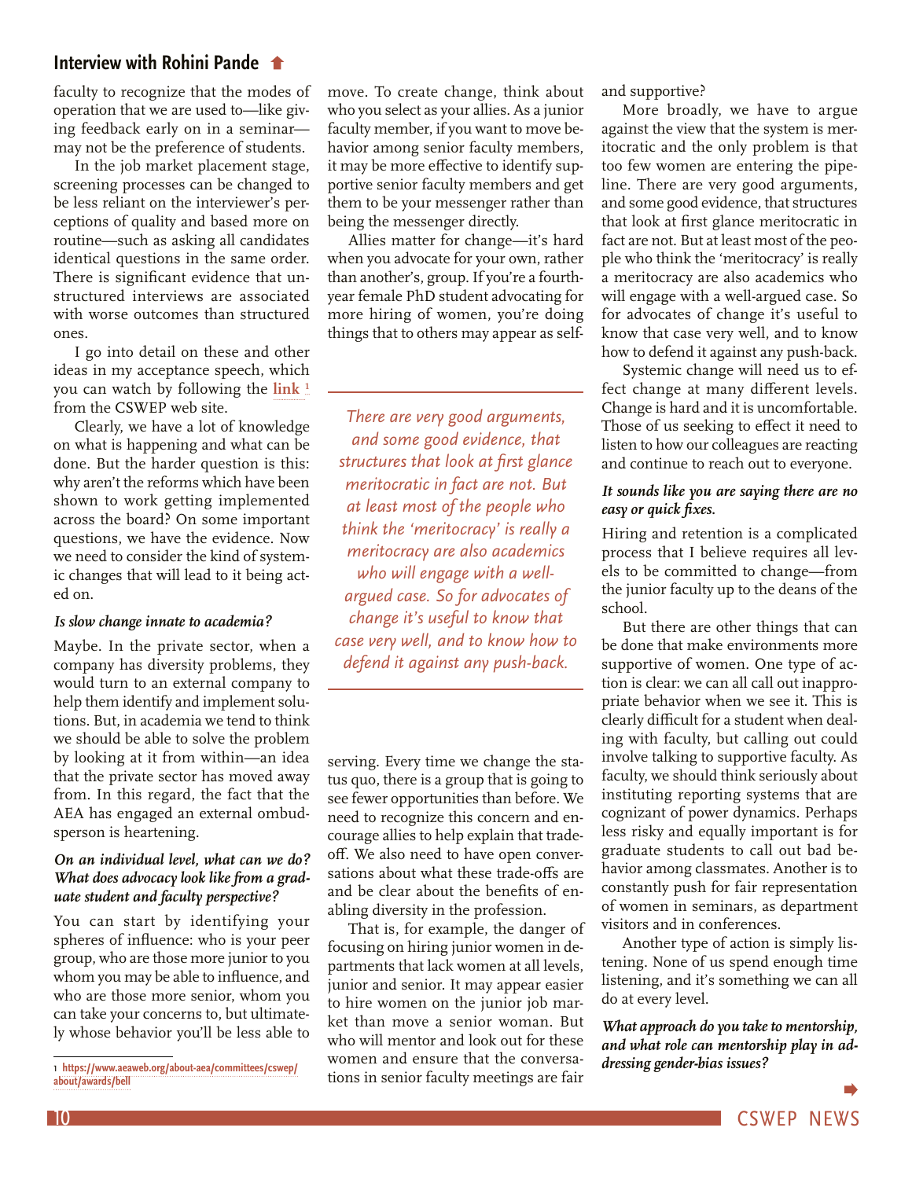faculty to recognize that the modes of operation that we are used to—like giving feedback early on in a seminar—may not be the preference of students.

In the job market placement stage, screening processes can be changed to be less reliant on the interviewer's perceptions of quality and based more on routine—such as asking all candidates identical questions in the same order. There is significant evidence that unstructured interviews are associated with worse outcomes than structured ones.

I go into detail on these and other ideas in my acceptance speech, which you can watch by following the **link**[1] from the CSWEP web site.

Clearly, we have a lot of knowledge on what is happening and what can be done. But the harder question is this: why aren't the reforms which have been shown to work getting implemented across the board? On some important questions, we have the evidence. Now we need to consider the kind of systemic changes that will lead to it being acted on.

***Is slow change innate to academia?***

Maybe. In the private sector, when a company has diversity problems, they would turn to an external company to help them identify and implement solutions. But, in academia we tend to think we should be able to solve the problem by looking at it from within—an idea that the private sector has moved away from. In this regard, the fact that the AEA has engaged an external ombudsperson is heartening.

***On an individual level, what can we do? What does advocacy look like from a graduate student and faculty perspective?***

You can start by identifying your spheres of influence: who is your peer group, who are those more junior to you whom you may be able to influence, and who are those more senior, whom you can take your concerns to, but ultimately whose behavior you'll be less able to move. To create change, think about who you select as your allies. As a junior faculty member, if you want to move behavior among senior faculty members, it may be more effective to identify supportive senior faculty members and get them to be your messenger rather than being the messenger directly.

Allies matter for change—it's hard when you advocate for your own, rather than another's, group. If you're a fourth-year female PhD student advocating for more hiring of women, you're doing things that to others may appear as self-serving. Every time we change the status quo, there is a group that is going to see fewer opportunities than before. We need to recognize this concern and encourage allies to help explain that trade-off. We also need to have open conversations about what these trade-offs are and be clear about the benefits of enabling diversity in the profession.

> *There are very good arguments, and some good evidence, that structures that look at first glance meritocratic in fact are not. But at least most of the people who think the 'meritocracy' is really a meritocracy are also academics who will engage with a well-argued case. So for advocates of change it's useful to know that case very well, and to know how to defend it against any push-back.*

That is, for example, the danger of focusing on hiring junior women in departments that lack women at all levels, junior and senior. It may appear easier to hire women on the junior job market than move a senior woman. But who will mentor and look out for these women and ensure that the conversations in senior faculty meetings are fair and supportive?

More broadly, we have to argue against the view that the system is meritocratic and the only problem is that too few women are entering the pipeline. There are very good arguments, and some good evidence, that structures that look at first glance meritocratic in fact are not. But at least most of the people who think the 'meritocracy' is really a meritocracy are also academics who will engage with a well-argued case. So for advocates of change it's useful to know that case very well, and to know how to defend it against any push-back.

Systemic change will need us to effect change at many different levels. Change is hard and it is uncomfortable. Those of us seeking to effect it need to listen to how our colleagues are reacting and continue to reach out to everyone.

***It sounds like you are saying there are no easy or quick fixes.***

Hiring and retention is a complicated process that I believe requires all levels to be committed to change—from the junior faculty up to the deans of the school.

But there are other things that can be done that make environments more supportive of women. One type of action is clear: we can all call out inappropriate behavior when we see it. This is clearly difficult for a student when dealing with faculty, but calling out could involve talking to supportive faculty. As faculty, we should think seriously about instituting reporting systems that are cognizant of power dynamics. Perhaps less risky and equally important is for graduate students to call out bad behavior among classmates. Another is to constantly push for fair representation of women in seminars, as department visitors and in conferences.

Another type of action is simply listening. None of us spend enough time listening, and it's something we can all do at every level.

***What approach do you take to mentorship, and what role can mentorship play in addressing gender-bias issues?***

[1] https://www.aeaweb.org/about-aea/committees/cswep/about/awards/bell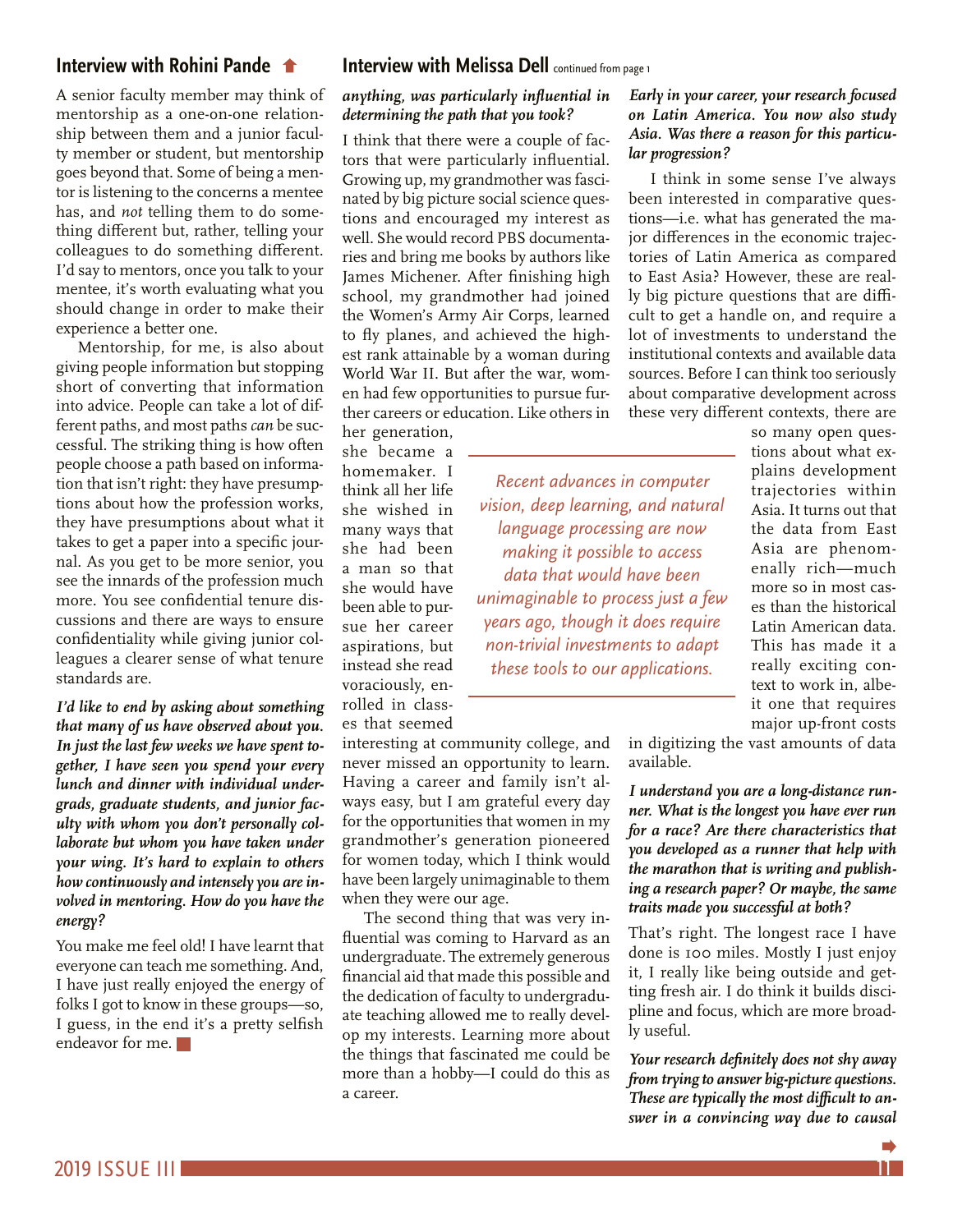## Interview with Rohini Pande

A senior faculty member may think of mentorship as a one-on-one relationship between them and a junior faculty member or student, but mentorship goes beyond that. Some of being a mentor is listening to the concerns a mentee has, and *not* telling them to do something different but, rather, telling your colleagues to do something different. I'd say to mentors, once you talk to your mentee, it's worth evaluating what you should change in order to make their experience a better one.

Mentorship, for me, is also about giving people information but stopping short of converting that information into advice. People can take a lot of different paths, and most paths *can* be successful. The striking thing is how often people choose a path based on information that isn't right: they have presumptions about how the profession works, they have presumptions about what it takes to get a paper into a specific journal. As you get to be more senior, you see the innards of the profession much more. You see confidential tenure discussions and there are ways to ensure confidentiality while giving junior colleagues a clearer sense of what tenure standards are.

***I'd like to end by asking about something that many of us have observed about you. In just the last few weeks we have spent together, I have seen you spend your every lunch and dinner with individual undergrads, graduate students, and junior faculty with whom you don't personally collaborate but whom you have taken under your wing. It's hard to explain to others how continuously and intensely you are involved in mentoring. How do you have the energy?***

You make me feel old! I have learnt that everyone can teach me something. And, I have just really enjoyed the energy of folks I got to know in these groups—so, I guess, in the end it's a pretty selfish endeavor for me.

## Interview with Melissa Dell continued from page 1

***anything, was particularly influential in determining the path that you took?***

I think that there were a couple of factors that were particularly influential. Growing up, my grandmother was fascinated by big picture social science questions and encouraged my interest as well. She would record PBS documentaries and bring me books by authors like James Michener. After finishing high school, my grandmother had joined the Women's Army Air Corps, learned to fly planes, and achieved the highest rank attainable by a woman during World War II. But after the war, women had few opportunities to pursue further careers or education. Like others in her generation, she became a homemaker. I think all her life she wished in many ways that she had been a man so that she would have been able to pursue her career aspirations, but instead she read voraciously, enrolled in classes that seemed interesting at community college, and never missed an opportunity to learn. Having a career and family isn't always easy, but I am grateful every day for the opportunities that women in my grandmother's generation pioneered for women today, which I think would have been largely unimaginable to them when they were our age.

The second thing that was very influential was coming to Harvard as an undergraduate. The extremely generous financial aid that made this possible and the dedication of faculty to undergraduate teaching allowed me to really develop my interests. Learning more about the things that fascinated me could be more than a hobby—I could do this as a career.

*Recent advances in computer vision, deep learning, and natural language processing are now making it possible to access data that would have been unimaginable to process just a few years ago, though it does require non-trivial investments to adapt these tools to our applications.*

***Early in your career, your research focused on Latin America. You now also study Asia. Was there a reason for this particular progression?***

I think in some sense I've always been interested in comparative questions—i.e. what has generated the major differences in the economic trajectories of Latin America as compared to East Asia? However, these are really big picture questions that are difficult to get a handle on, and require a lot of investments to understand the institutional contexts and available data sources. Before I can think too seriously about comparative development across these very different contexts, there are so many open questions about what explains development trajectories within Asia. It turns out that the data from East Asia are phenomenally rich—much more so in most cases than the historical Latin American data. This has made it a really exciting context to work in, albeit one that requires major up-front costs in digitizing the vast amounts of data available.

***I understand you are a long-distance runner. What is the longest you have ever run for a race? Are there characteristics that you developed as a runner that help with the marathon that is writing and publishing a research paper? Or maybe, the same traits made you successful at both?***

That's right. The longest race I have done is 100 miles. Mostly I just enjoy it, I really like being outside and getting fresh air. I do think it builds discipline and focus, which are more broadly useful.

***Your research definitely does not shy away from trying to answer big-picture questions. These are typically the most difficult to answer in a convincing way due to causal***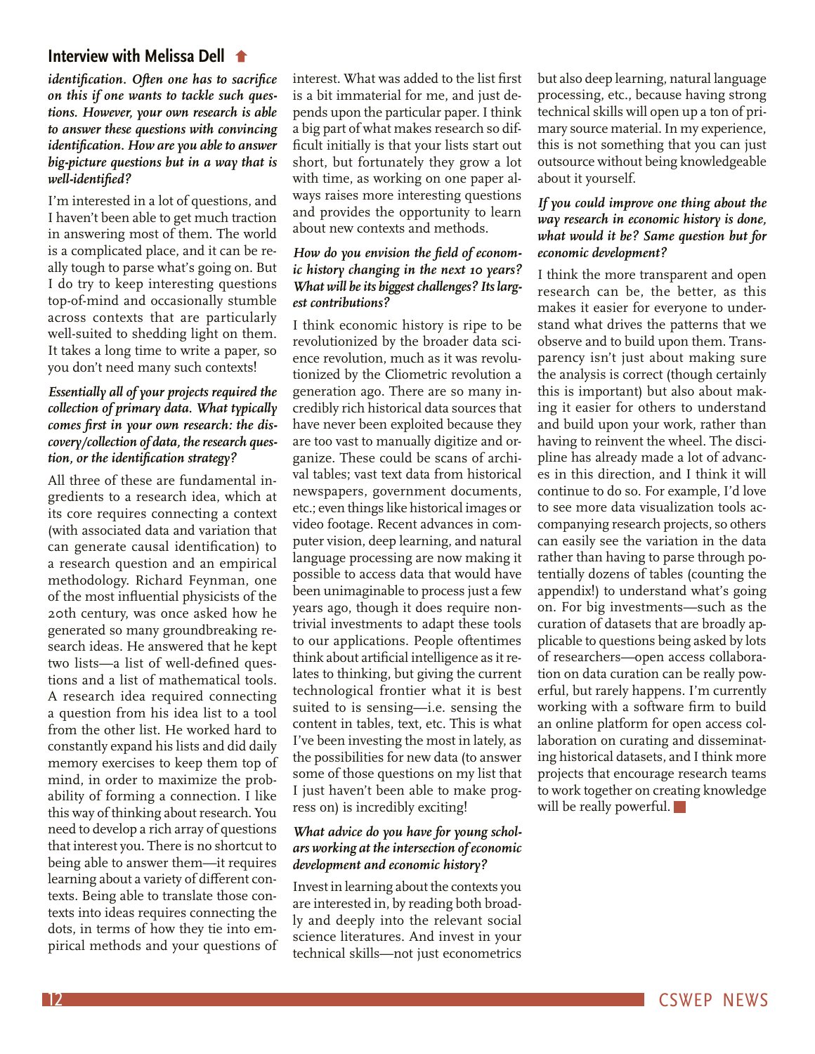## Interview with Melissa Dell

***identification. Often one has to sacrifice on this if one wants to tackle such questions. However, your own research is able to answer these questions with convincing identification. How are you able to answer big-picture questions but in a way that is well-identified?***

I'm interested in a lot of questions, and I haven't been able to get much traction in answering most of them. The world is a complicated place, and it can be really tough to parse what's going on. But I do try to keep interesting questions top-of-mind and occasionally stumble across contexts that are particularly well-suited to shedding light on them. It takes a long time to write a paper, so you don't need many such contexts!

***Essentially all of your projects required the collection of primary data. What typically comes first in your own research: the discovery/collection of data, the research question, or the identification strategy?***

All three of these are fundamental ingredients to a research idea, which at its core requires connecting a context (with associated data and variation that can generate causal identification) to a research question and an empirical methodology. Richard Feynman, one of the most influential physicists of the 20th century, was once asked how he generated so many groundbreaking research ideas. He answered that he kept two lists—a list of well-defined questions and a list of mathematical tools. A research idea required connecting a question from his idea list to a tool from the other list. He worked hard to constantly expand his lists and did daily memory exercises to keep them top of mind, in order to maximize the probability of forming a connection. I like this way of thinking about research. You need to develop a rich array of questions that interest you. There is no shortcut to being able to answer them—it requires learning about a variety of different contexts. Being able to translate those contexts into ideas requires connecting the dots, in terms of how they tie into empirical methods and your questions of interest. What was added to the list first is a bit immaterial for me, and just depends upon the particular paper. I think a big part of what makes research so difficult initially is that your lists start out short, but fortunately they grow a lot with time, as working on one paper always raises more interesting questions and provides the opportunity to learn about new contexts and methods.

***How do you envision the field of economic history changing in the next 10 years? What will be its biggest challenges? Its largest contributions?***

I think economic history is ripe to be revolutionized by the broader data science revolution, much as it was revolutionized by the Cliometric revolution a generation ago. There are so many incredibly rich historical data sources that have never been exploited because they are too vast to manually digitize and organize. These could be scans of archival tables; vast text data from historical newspapers, government documents, etc.; even things like historical images or video footage. Recent advances in computer vision, deep learning, and natural language processing are now making it possible to access data that would have been unimaginable to process just a few years ago, though it does require non-trivial investments to adapt these tools to our applications. People oftentimes think about artificial intelligence as it relates to thinking, but giving the current technological frontier what it is best suited to is sensing—i.e. sensing the content in tables, text, etc. This is what I've been investing the most in lately, as the possibilities for new data (to answer some of those questions on my list that I just haven't been able to make progress on) is incredibly exciting!

***What advice do you have for young scholars working at the intersection of economic development and economic history?***

Invest in learning about the contexts you are interested in, by reading both broadly and deeply into the relevant social science literatures. And invest in your technical skills—not just econometrics but also deep learning, natural language processing, etc., because having strong technical skills will open up a ton of primary source material. In my experience, this is not something that you can just outsource without being knowledgeable about it yourself.

***If you could improve one thing about the way research in economic history is done, what would it be? Same question but for economic development?***

I think the more transparent and open research can be, the better, as this makes it easier for everyone to understand what drives the patterns that we observe and to build upon them. Transparency isn't just about making sure the analysis is correct (though certainly this is important) but also about making it easier for others to understand and build upon your work, rather than having to reinvent the wheel. The discipline has already made a lot of advances in this direction, and I think it will continue to do so. For example, I'd love to see more data visualization tools accompanying research projects, so others can easily see the variation in the data rather than having to parse through potentially dozens of tables (counting the appendix!) to understand what's going on. For big investments—such as the curation of datasets that are broadly applicable to questions being asked by lots of researchers—open access collaboration on data curation can be really powerful, but rarely happens. I'm currently working with a software firm to build an online platform for open access collaboration on curating and disseminating historical datasets, and I think more projects that encourage research teams to work together on creating knowledge will be really powerful.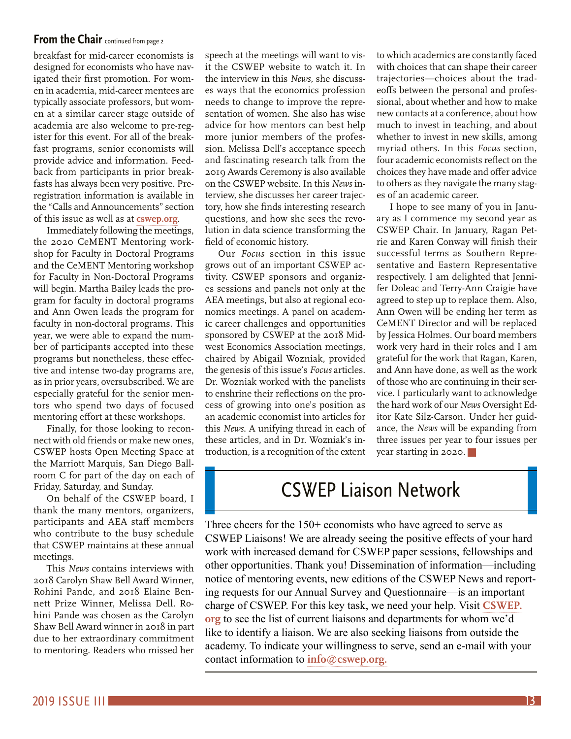## From the Chair *continued from page 2*

breakfast for mid-career economists is designed for economists who have navigated their first promotion. For women in academia, mid-career mentees are typically associate professors, but women at a similar career stage outside of academia are also welcome to pre-register for this event. For all of the breakfast programs, senior economists will provide advice and information. Feedback from participants in prior breakfasts has always been very positive. Preregistration information is available in the "Calls and Announcements" section of this issue as well as at **cswep.org**.

Immediately following the meetings, the 2020 CeMENT Mentoring workshop for Faculty in Doctoral Programs and the CeMENT Mentoring workshop for Faculty in Non-Doctoral Programs will begin. Martha Bailey leads the program for faculty in doctoral programs and Ann Owen leads the program for faculty in non-doctoral programs. This year, we were able to expand the number of participants accepted into these programs but nonetheless, these effective and intense two-day programs are, as in prior years, oversubscribed. We are especially grateful for the senior mentors who spend two days of focused mentoring effort at these workshops.

Finally, for those looking to reconnect with old friends or make new ones, CSWEP hosts Open Meeting Space at the Marriott Marquis, San Diego Ballroom C for part of the day on each of Friday, Saturday, and Sunday.

On behalf of the CSWEP board, I thank the many mentors, organizers, participants and AEA staff members who contribute to the busy schedule that CSWEP maintains at these annual meetings.

This *News* contains interviews with 2018 Carolyn Shaw Bell Award Winner, Rohini Pande, and 2018 Elaine Bennett Prize Winner, Melissa Dell. Rohini Pande was chosen as the Carolyn Shaw Bell Award winner in 2018 in part due to her extraordinary commitment to mentoring. Readers who missed her speech at the meetings will want to visit the CSWEP website to watch it. In the interview in this *News*, she discusses ways that the economics profession needs to change to improve the representation of women. She also has wise advice for how mentors can best help more junior members of the profession. Melissa Dell's acceptance speech and fascinating research talk from the 2019 Awards Ceremony is also available on the CSWEP website. In this *News* interview, she discusses her career trajectory, how she finds interesting research questions, and how she sees the revolution in data science transforming the field of economic history.

Our *Focus* section in this issue grows out of an important CSWEP activity. CSWEP sponsors and organizes sessions and panels not only at the AEA meetings, but also at regional economics meetings. A panel on academic career challenges and opportunities sponsored by CSWEP at the 2018 Midwest Economics Association meetings, chaired by Abigail Wozniak, provided the genesis of this issue's *Focus* articles. Dr. Wozniak worked with the panelists to enshrine their reflections on the process of growing into one's position as an academic economist into articles for this *News*. A unifying thread in each of these articles, and in Dr. Wozniak's introduction, is a recognition of the extent to which academics are constantly faced with choices that can shape their career trajectories—choices about the tradeoffs between the personal and professional, about whether and how to make new contacts at a conference, about how much to invest in teaching, and about whether to invest in new skills, among myriad others. In this *Focus* section, four academic economists reflect on the choices they have made and offer advice to others as they navigate the many stages of an academic career.

I hope to see many of you in January as I commence my second year as CSWEP Chair. In January, Ragan Petrie and Karen Conway will finish their successful terms as Southern Representative and Eastern Representative respectively. I am delighted that Jennifer Doleac and Terry-Ann Craigie have agreed to step up to replace them. Also, Ann Owen will be ending her term as CeMENT Director and will be replaced by Jessica Holmes. Our board members work very hard in their roles and I am grateful for the work that Ragan, Karen, and Ann have done, as well as the work of those who are continuing in their service. I particularly want to acknowledge the hard work of our *News* Oversight Editor Kate Silz-Carson. Under her guidance, the *News* will be expanding from three issues per year to four issues per year starting in 2020.

## CSWEP Liaison Network

Three cheers for the 150+ economists who have agreed to serve as CSWEP Liaisons! We are already seeing the positive effects of your hard work with increased demand for CSWEP paper sessions, fellowships and other opportunities. Thank you! Dissemination of information—including notice of mentoring events, new editions of the CSWEP News and reporting requests for our Annual Survey and Questionnaire—is an important charge of CSWEP. For this key task, we need your help. Visit **CSWEP.org** to see the list of current liaisons and departments for whom we'd like to identify a liaison. We are also seeking liaisons from outside the academy. To indicate your willingness to serve, send an e-mail with your contact information to **info@cswep.org.**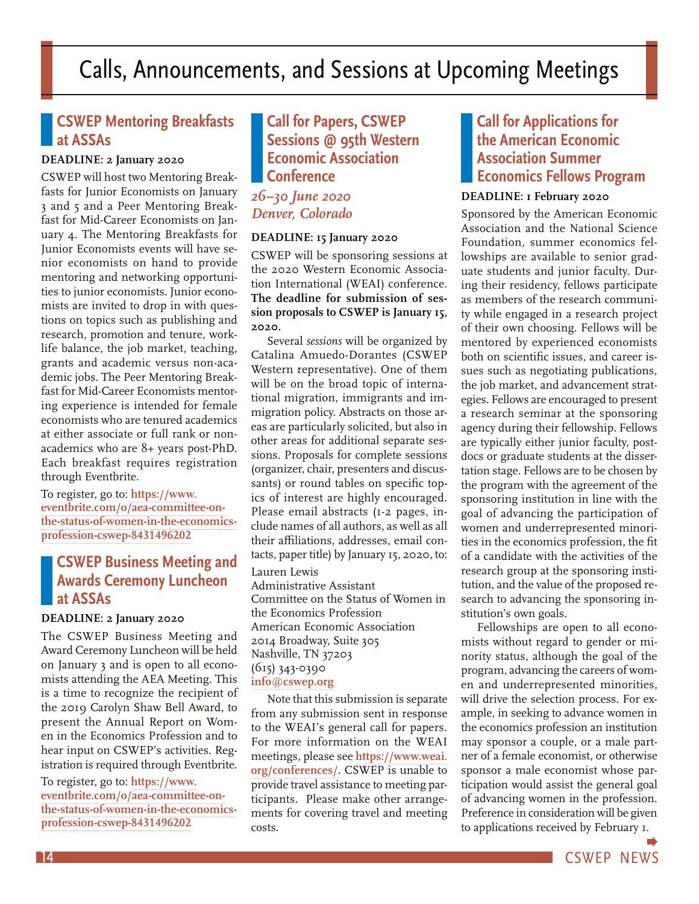# Calls, Announcements, and Sessions at Upcoming Meetings

## CSWEP Mentoring Breakfasts at ASSAs

**DEADLINE: 2 January 2020**

CSWEP will host two Mentoring Breakfasts for Junior Economists on January 3 and 5 and a Peer Mentoring Breakfast for Mid-Career Economists on January 4. The Mentoring Breakfasts for Junior Economists events will have senior economists on hand to provide mentoring and networking opportunities to junior economists. Junior economists are invited to drop in with questions on topics such as publishing and research, promotion and tenure, work-life balance, the job market, teaching, grants and academic versus non-academic jobs. The Peer Mentoring Breakfast for Mid-Career Economists mentoring experience is intended for female economists who are tenured academics at either associate or full rank or non-academics who are 8+ years post-PhD. Each breakfast requires registration through Eventbrite.

To register, go to: **https://www.eventbrite.com/o/aea-committee-on-the-status-of-women-in-the-economics-profession-cswep-8431496202**

## CSWEP Business Meeting and Awards Ceremony Luncheon at ASSAs

**DEADLINE: 2 January 2020**

The CSWEP Business Meeting and Award Ceremony Luncheon will be held on January 3 and is open to all economists attending the AEA Meeting. This is a time to recognize the recipient of the 2019 Carolyn Shaw Bell Award, to present the Annual Report on Women in the Economics Profession and to hear input on CSWEP's activities. Registration is required through Eventbrite.

To register, go to: **https://www.eventbrite.com/o/aea-committee-on-the-status-of-women-in-the-economics-profession-cswep-8431496202**

## Call for Papers, CSWEP Sessions @ 95th Western Economic Association Conference

*26–30 June 2020*
*Denver, Colorado*

**DEADLINE: 15 January 2020**

CSWEP will be sponsoring sessions at the 2020 Western Economic Association International (WEAI) conference. **The deadline for submission of session proposals to CSWEP is January 15, 2020.**

Several *sessions* will be organized by Catalina Amuedo-Dorantes (CSWEP Western representative). One of them will be on the broad topic of international migration, immigrants and immigration policy. Abstracts on those areas are particularly solicited, but also in other areas for additional separate sessions. Proposals for complete sessions (organizer, chair, presenters and discussants) or round tables on specific topics of interest are highly encouraged. Please email abstracts (1-2 pages, include names of all authors, as well as all their affiliations, addresses, email contacts, paper title) by January 15, 2020, to:

Lauren Lewis
Administrative Assistant
Committee on the Status of Women in the Economics Profession
American Economic Association
2014 Broadway, Suite 305
Nashville, TN 37203
(615) 343-0390
**info@cswep.org**

Note that this submission is separate from any submission sent in response to the WEAI's general call for papers. For more information on the WEAI meetings, please see **https://www.weai.org/conferences/**. CSWEP is unable to provide travel assistance to meeting participants. Please make other arrangements for covering travel and meeting costs.

## Call for Applications for the American Economic Association Summer Economics Fellows Program

**DEADLINE: 1 February 2020**

Sponsored by the American Economic Association and the National Science Foundation, summer economics fellowships are available to senior graduate students and junior faculty. During their residency, fellows participate as members of the research community while engaged in a research project of their own choosing. Fellows will be mentored by experienced economists both on scientific issues, and career issues such as negotiating publications, the job market, and advancement strategies. Fellows are encouraged to present a research seminar at the sponsoring agency during their fellowship. Fellows are typically either junior faculty, postdocs or graduate students at the dissertation stage. Fellows are to be chosen by the program with the agreement of the sponsoring institution in line with the goal of advancing the participation of women and underrepresented minorities in the economics profession, the fit of a candidate with the activities of the research group at the sponsoring institution, and the value of the proposed research to advancing the sponsoring institution's own goals.

Fellowships are open to all economists without regard to gender or minority status, although the goal of the program, advancing the careers of women and underrepresented minorities, will drive the selection process. For example, in seeking to advance women in the economics profession an institution may sponsor a couple, or a male partner of a female economist, or otherwise sponsor a male economist whose participation would assist the general goal of advancing women in the profession. Preference in consideration will be given to applications received by February 1.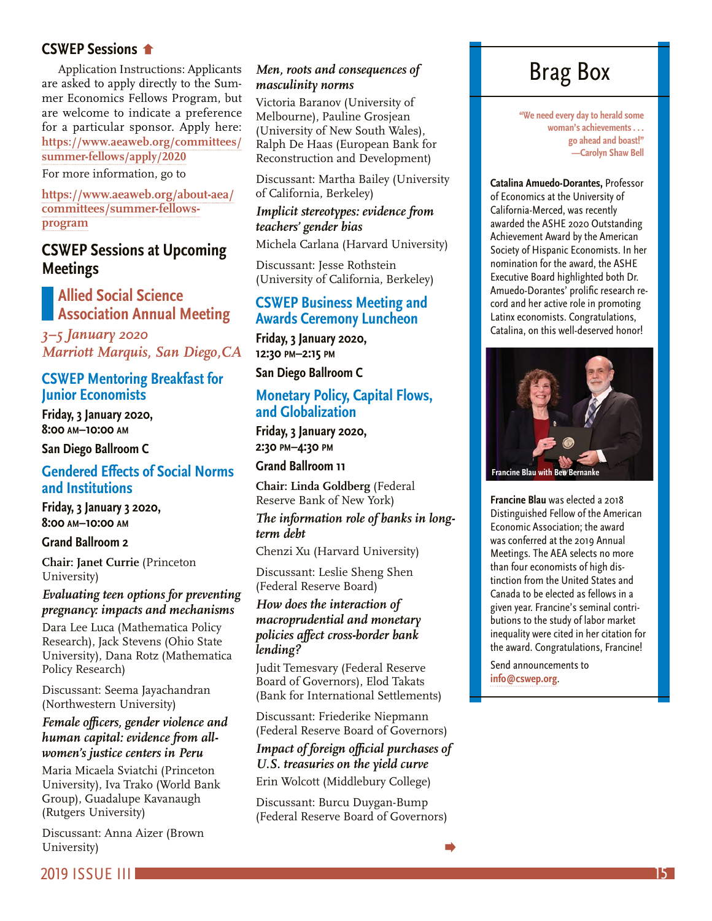## CSWEP Sessions

Application Instructions: Applicants are asked to apply directly to the Summer Economics Fellows Program, but are welcome to indicate a preference for a particular sponsor. Apply here: https://www.aeaweb.org/committees/summer-fellows/apply/2020

For more information, go to

https://www.aeaweb.org/about-aea/committees/summer-fellows-program

## CSWEP Sessions at Upcoming Meetings

### Allied Social Science Association Annual Meeting

*3–5 January 2020*
*Marriott Marquis, San Diego, CA*

### CSWEP Mentoring Breakfast for Junior Economists

**Friday, 3 January 2020, 8:00 AM–10:00 AM**

**San Diego Ballroom C**

### Gendered Effects of Social Norms and Institutions

**Friday, 3 January 3 2020, 8:00 AM–10:00 AM**

**Grand Ballroom 2**

**Chair: Janet Currie** (Princeton University)

***Evaluating teen options for preventing pregnancy: impacts and mechanisms***

Dara Lee Luca (Mathematica Policy Research), Jack Stevens (Ohio State University), Dana Rotz (Mathematica Policy Research)

Discussant: Seema Jayachandran (Northwestern University)

***Female officers, gender violence and human capital: evidence from all-women's justice centers in Peru***

Maria Micaela Sviatchi (Princeton University), Iva Trako (World Bank Group), Guadalupe Kavanaugh (Rutgers University)

Discussant: Anna Aizer (Brown University)

***Men, roots and consequences of masculinity norms***

Victoria Baranov (University of Melbourne), Pauline Grosjean (University of New South Wales), Ralph De Haas (European Bank for Reconstruction and Development)

Discussant: Martha Bailey (University of California, Berkeley)

***Implicit stereotypes: evidence from teachers' gender bias***

Michela Carlana (Harvard University)

Discussant: Jesse Rothstein (University of California, Berkeley)

### CSWEP Business Meeting and Awards Ceremony Luncheon

**Friday, 3 January 2020, 12:30 PM–2:15 PM**

**San Diego Ballroom C**

### Monetary Policy, Capital Flows, and Globalization

**Friday, 3 January 2020, 2:30 PM–4:30 PM**

**Grand Ballroom 11**

**Chair: Linda Goldberg** (Federal Reserve Bank of New York)

***The information role of banks in long-term debt***

Chenzi Xu (Harvard University)

Discussant: Leslie Sheng Shen (Federal Reserve Board)

***How does the interaction of macroprudential and monetary policies affect cross-border bank lending?***

Judit Temesvary (Federal Reserve Board of Governors), Elod Takats (Bank for International Settlements)

Discussant: Friederike Niepmann (Federal Reserve Board of Governors)

***Impact of foreign official purchases of U.S. treasuries on the yield curve***

Erin Wolcott (Middlebury College)

Discussant: Burcu Duygan-Bump (Federal Reserve Board of Governors)

## Brag Box

"We need every day to herald some woman's achievements . . . go ahead and boast!"
—Carolyn Shaw Bell

**Catalina Amuedo-Dorantes,** Professor of Economics at the University of California-Merced, was recently awarded the ASHE 2020 Outstanding Achievement Award by the American Society of Hispanic Economists. In her nomination for the award, the ASHE Executive Board highlighted both Dr. Amuedo-Dorantes' prolific research record and her active role in promoting Latinx economists. Congratulations, Catalina, on this well-deserved honor!

Francine Blau with Ben Bernanke

**Francine Blau** was elected a 2018 Distinguished Fellow of the American Economic Association; the award was conferred at the 2019 Annual Meetings. The AEA selects no more than four economists of high distinction from the United States and Canada to be elected as fellows in a given year. Francine's seminal contributions to the study of labor market inequality were cited in her citation for the award. Congratulations, Francine!

Send announcements to info@cswep.org.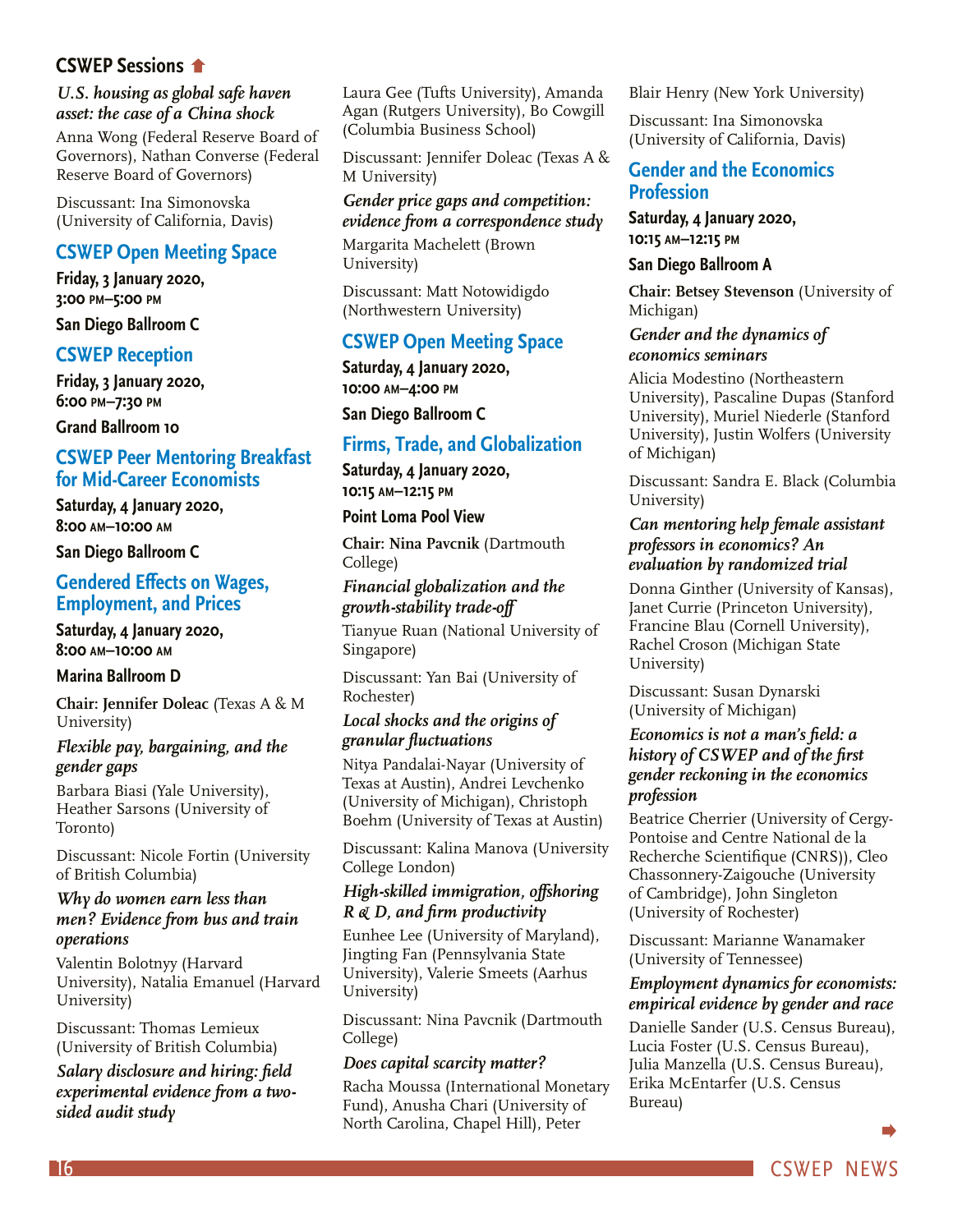## CSWEP Sessions

*U.S. housing as global safe haven asset: the case of a China shock*

Anna Wong (Federal Reserve Board of Governors), Nathan Converse (Federal Reserve Board of Governors)

Discussant: Ina Simonovska (University of California, Davis)

### CSWEP Open Meeting Space

**Friday, 3 January 2020, 3:00 PM–5:00 PM**

**San Diego Ballroom C**

### CSWEP Reception

**Friday, 3 January 2020, 6:00 PM–7:30 PM**

**Grand Ballroom 10**

### CSWEP Peer Mentoring Breakfast for Mid-Career Economists

**Saturday, 4 January 2020, 8:00 AM–10:00 AM**

**San Diego Ballroom C**

### Gendered Effects on Wages, Employment, and Prices

**Saturday, 4 January 2020, 8:00 AM–10:00 AM**

**Marina Ballroom D**

**Chair: Jennifer Doleac** (Texas A & M University)

*Flexible pay, bargaining, and the gender gaps*

Barbara Biasi (Yale University), Heather Sarsons (University of Toronto)

Discussant: Nicole Fortin (University of British Columbia)

*Why do women earn less than men? Evidence from bus and train operations*

Valentin Bolotnyy (Harvard University), Natalia Emanuel (Harvard University)

Discussant: Thomas Lemieux (University of British Columbia)

*Salary disclosure and hiring: field experimental evidence from a two-sided audit study*

Laura Gee (Tufts University), Amanda Agan (Rutgers University), Bo Cowgill (Columbia Business School)

Discussant: Jennifer Doleac (Texas A & M University)

*Gender price gaps and competition: evidence from a correspondence study*

Margarita Machelett (Brown University)

Discussant: Matt Notowidigdo (Northwestern University)

### CSWEP Open Meeting Space

**Saturday, 4 January 2020, 10:00 AM–4:00 PM**

**San Diego Ballroom C**

### Firms, Trade, and Globalization

**Saturday, 4 January 2020, 10:15 AM–12:15 PM**

**Point Loma Pool View**

**Chair: Nina Pavcnik** (Dartmouth College)

*Financial globalization and the growth-stability trade-off*

Tianyue Ruan (National University of Singapore)

Discussant: Yan Bai (University of Rochester)

*Local shocks and the origins of granular fluctuations*

Nitya Pandalai-Nayar (University of Texas at Austin), Andrei Levchenko (University of Michigan), Christoph Boehm (University of Texas at Austin)

Discussant: Kalina Manova (University College London)

*High-skilled immigration, offshoring R & D, and firm productivity*

Eunhee Lee (University of Maryland), Jingting Fan (Pennsylvania State University), Valerie Smeets (Aarhus University)

Discussant: Nina Pavcnik (Dartmouth College)

*Does capital scarcity matter?*

Racha Moussa (International Monetary Fund), Anusha Chari (University of North Carolina, Chapel Hill), Peter Blair Henry (New York University)

Discussant: Ina Simonovska (University of California, Davis)

### Gender and the Economics Profession

**Saturday, 4 January 2020, 10:15 AM–12:15 PM**

**San Diego Ballroom A**

**Chair: Betsey Stevenson** (University of Michigan)

*Gender and the dynamics of economics seminars*

Alicia Modestino (Northeastern University), Pascaline Dupas (Stanford University), Muriel Niederle (Stanford University), Justin Wolfers (University of Michigan)

Discussant: Sandra E. Black (Columbia University)

*Can mentoring help female assistant professors in economics? An evaluation by randomized trial*

Donna Ginther (University of Kansas), Janet Currie (Princeton University), Francine Blau (Cornell University), Rachel Croson (Michigan State University)

Discussant: Susan Dynarski (University of Michigan)

*Economics is not a man's field: a history of CSWEP and of the first gender reckoning in the economics profession*

Beatrice Cherrier (University of Cergy-Pontoise and Centre National de la Recherche Scientifique (CNRS)), Cleo Chassonnery-Zaigouche (University of Cambridge), John Singleton (University of Rochester)

Discussant: Marianne Wanamaker (University of Tennessee)

*Employment dynamics for economists: empirical evidence by gender and race*

Danielle Sander (U.S. Census Bureau), Lucia Foster (U.S. Census Bureau), Julia Manzella (U.S. Census Bureau), Erika McEntarfer (U.S. Census Bureau)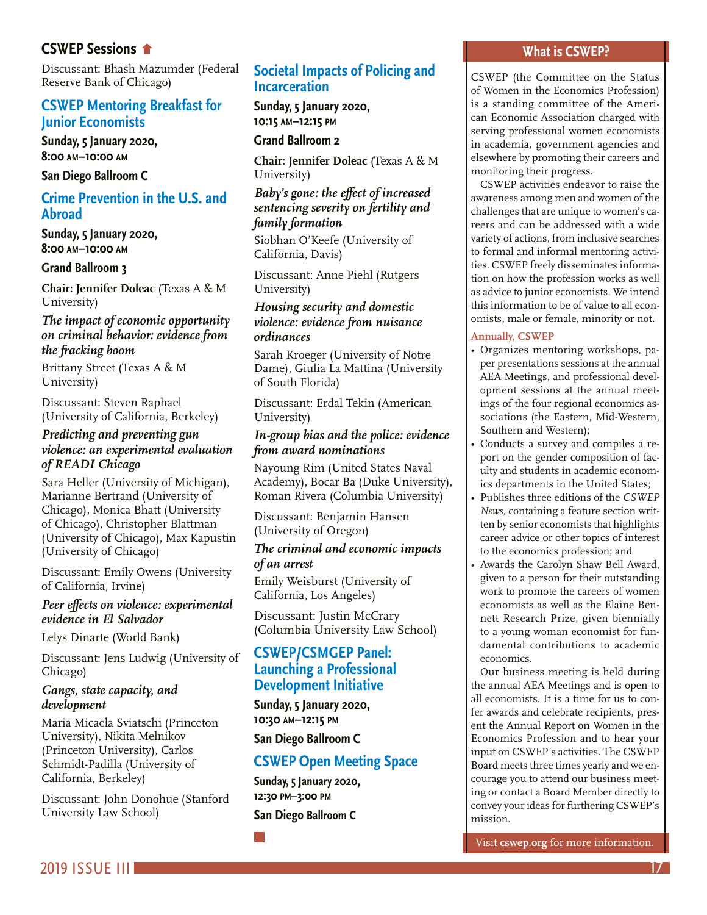## CSWEP Sessions

Discussant: Bhash Mazumder (Federal Reserve Bank of Chicago)

### CSWEP Mentoring Breakfast for Junior Economists

**Sunday, 5 January 2020, 8:00 AM–10:00 AM**

**San Diego Ballroom C**

### Crime Prevention in the U.S. and Abroad

**Sunday, 5 January 2020, 8:00 AM–10:00 AM**

**Grand Ballroom 3**

**Chair: Jennifer Doleac** (Texas A & M University)

***The impact of economic opportunity on criminal behavior: evidence from the fracking boom***

Brittany Street (Texas A & M University)

Discussant: Steven Raphael (University of California, Berkeley)

***Predicting and preventing gun violence: an experimental evaluation of READI Chicago***

Sara Heller (University of Michigan), Marianne Bertrand (University of Chicago), Monica Bhatt (University of Chicago), Christopher Blattman (University of Chicago), Max Kapustin (University of Chicago)

Discussant: Emily Owens (University of California, Irvine)

***Peer effects on violence: experimental evidence in El Salvador***

Lelys Dinarte (World Bank)

Discussant: Jens Ludwig (University of Chicago)

***Gangs, state capacity, and development***

Maria Micaela Sviatschi (Princeton University), Nikita Melnikov (Princeton University), Carlos Schmidt-Padilla (University of California, Berkeley)

Discussant: John Donohue (Stanford University Law School)

### Societal Impacts of Policing and Incarceration

**Sunday, 5 January 2020, 10:15 AM–12:15 PM**

**Grand Ballroom 2**

**Chair: Jennifer Doleac** (Texas A & M University)

***Baby's gone: the effect of increased sentencing severity on fertility and family formation***

Siobhan O'Keefe (University of California, Davis)

Discussant: Anne Piehl (Rutgers University)

***Housing security and domestic violence: evidence from nuisance ordinances***

Sarah Kroeger (University of Notre Dame), Giulia La Mattina (University of South Florida)

Discussant: Erdal Tekin (American University)

***In-group bias and the police: evidence from award nominations***

Nayoung Rim (United States Naval Academy), Bocar Ba (Duke University), Roman Rivera (Columbia University)

Discussant: Benjamin Hansen (University of Oregon)

***The criminal and economic impacts of an arrest***

Emily Weisburst (University of California, Los Angeles)

Discussant: Justin McCrary (Columbia University Law School)

### CSWEP/CSMGEP Panel: Launching a Professional Development Initiative

**Sunday, 5 January 2020, 10:30 AM–12:15 PM**

**San Diego Ballroom C**

### CSWEP Open Meeting Space

**Sunday, 5 January 2020, 12:30 PM–3:00 PM**

**San Diego Ballroom C**

## What is CSWEP?

CSWEP (the Committee on the Status of Women in the Economics Profession) is a standing committee of the American Economic Association charged with serving professional women economists in academia, government agencies and elsewhere by promoting their careers and monitoring their progress.

CSWEP activities endeavor to raise the awareness among men and women of the challenges that are unique to women's careers and can be addressed with a wide variety of actions, from inclusive searches to formal and informal mentoring activities. CSWEP freely disseminates information on how the profession works as well as advice to junior economists. We intend this information to be of value to all economists, male or female, minority or not.

**Annually, CSWEP**

- Organizes mentoring workshops, paper presentations sessions at the annual AEA Meetings, and professional development sessions at the annual meetings of the four regional economics associations (the Eastern, Mid-Western, Southern and Western);
- Conducts a survey and compiles a report on the gender composition of faculty and students in academic economics departments in the United States;
- Publishes three editions of the *CSWEP News*, containing a feature section written by senior economists that highlights career advice or other topics of interest to the economics profession; and
- Awards the Carolyn Shaw Bell Award, given to a person for their outstanding work to promote the careers of women economists as well as the Elaine Bennett Research Prize, given biennially to a young woman economist for fundamental contributions to academic economics.

Our business meeting is held during the annual AEA Meetings and is open to all economists. It is a time for us to confer awards and celebrate recipients, present the Annual Report on Women in the Economics Profession and to hear your input on CSWEP's activities. The CSWEP Board meets three times yearly and we encourage you to attend our business meeting or contact a Board Member directly to convey your ideas for furthering CSWEP's mission.

Visit **cswep.org** for more information.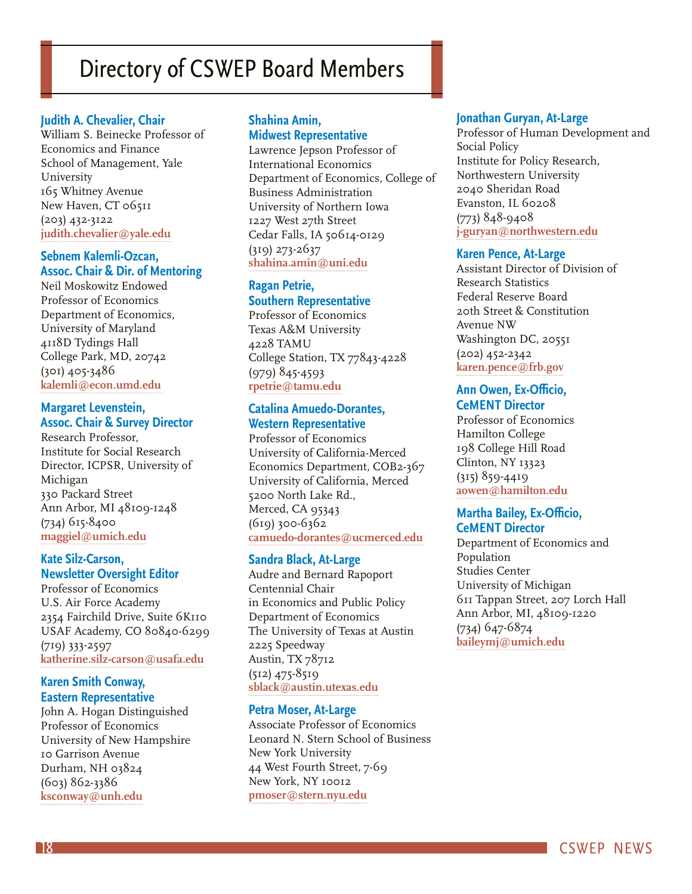# Directory of CSWEP Board Members

**Judith A. Chevalier, Chair**
William S. Beinecke Professor of Economics and Finance
School of Management, Yale University
165 Whitney Avenue
New Haven, CT 06511
(203) 432-3122
judith.chevalier@yale.edu

**Sebnem Kalemli-Ozcan, Assoc. Chair & Dir. of Mentoring**
Neil Moskowitz Endowed Professor of Economics
Department of Economics, University of Maryland
4118D Tydings Hall
College Park, MD, 20742
(301) 405-3486
kalemli@econ.umd.edu

**Margaret Levenstein, Assoc. Chair & Survey Director**
Research Professor, Institute for Social Research
Director, ICPSR, University of Michigan
330 Packard Street
Ann Arbor, MI 48109-1248
(734) 615-8400
maggiel@umich.edu

**Kate Silz-Carson, Newsletter Oversight Editor**
Professor of Economics
U.S. Air Force Academy
2354 Fairchild Drive, Suite 6K110
USAF Academy, CO 80840-6299
(719) 333-2597
katherine.silz-carson@usafa.edu

**Karen Smith Conway, Eastern Representative**
John A. Hogan Distinguished Professor of Economics
University of New Hampshire
10 Garrison Avenue
Durham, NH 03824
(603) 862-3386
ksconway@unh.edu

**Shahina Amin, Midwest Representative**
Lawrence Jepson Professor of International Economics
Department of Economics, College of Business Administration
University of Northern Iowa
1227 West 27th Street
Cedar Falls, IA 50614-0129
(319) 273-2637
shahina.amin@uni.edu

**Ragan Petrie, Southern Representative**
Professor of Economics
Texas A&M University
4228 TAMU
College Station, TX 77843-4228
(979) 845-4593
rpetrie@tamu.edu

**Catalina Amuedo-Dorantes, Western Representative**
Professor of Economics
University of California-Merced
Economics Department, COB2-367
University of California, Merced
5200 North Lake Rd.,
Merced, CA 95343
(619) 300-6362
camuedo-dorantes@ucmerced.edu

**Sandra Black, At-Large**
Audre and Bernard Rapoport Centennial Chair
in Economics and Public Policy
Department of Economics
The University of Texas at Austin
2225 Speedway
Austin, TX 78712
(512) 475-8519
sblack@austin.utexas.edu

**Petra Moser, At-Large**
Associate Professor of Economics
Leonard N. Stern School of Business
New York University
44 West Fourth Street, 7-69
New York, NY 10012
pmoser@stern.nyu.edu

**Jonathan Guryan, At-Large**
Professor of Human Development and Social Policy
Institute for Policy Research, Northwestern University
2040 Sheridan Road
Evanston, IL 60208
(773) 848-9408
j-guryan@northwestern.edu

**Karen Pence, At-Large**
Assistant Director of Division of Research Statistics
Federal Reserve Board
20th Street & Constitution Avenue NW
Washington DC, 20551
(202) 452-2342
karen.pence@frb.gov

**Ann Owen, Ex-Officio, CeMENT Director**
Professor of Economics
Hamilton College
198 College Hill Road
Clinton, NY 13323
(315) 859-4419
aowen@hamilton.edu

**Martha Bailey, Ex-Officio, CeMENT Director**
Department of Economics and Population Studies Center
University of Michigan
611 Tappan Street, 207 Lorch Hall
Ann Arbor, MI, 48109-1220
(734) 647-6874
baileymj@umich.edu